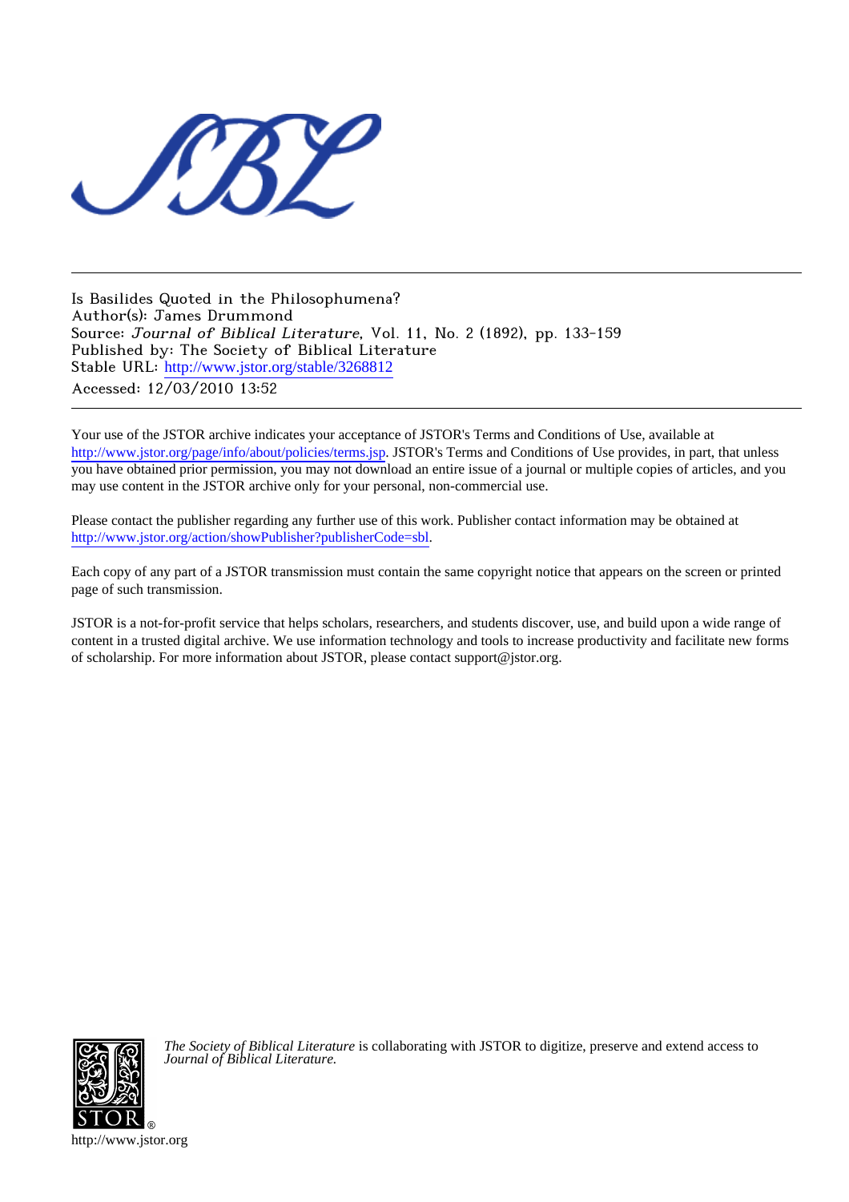Is Basilides Quoted in the Philosophumena?
Author(s): James Drummond
Source: *Journal of Biblical Literature*, Vol. 11, No. 2 (1892), pp. 133-159
Published by: The Society of Biblical Literature
Stable URL: http://www.jstor.org/stable/3268812
Accessed: 12/03/2010 13:52

Your use of the JSTOR archive indicates your acceptance of JSTOR's Terms and Conditions of Use, available at http://www.jstor.org/page/info/about/policies/terms.jsp. JSTOR's Terms and Conditions of Use provides, in part, that unless you have obtained prior permission, you may not download an entire issue of a journal or multiple copies of articles, and you may use content in the JSTOR archive only for your personal, non-commercial use.

Please contact the publisher regarding any further use of this work. Publisher contact information may be obtained at http://www.jstor.org/action/showPublisher?publisherCode=sbl.

Each copy of any part of a JSTOR transmission must contain the same copyright notice that appears on the screen or printed page of such transmission.

JSTOR is a not-for-profit service that helps scholars, researchers, and students discover, use, and build upon a wide range of content in a trusted digital archive. We use information technology and tools to increase productivity and facilitate new forms of scholarship. For more information about JSTOR, please contact support@jstor.org.

*The Society of Biblical Literature* is collaborating with JSTOR to digitize, preserve and extend access to *Journal of Biblical Literature.*

http://www.jstor.org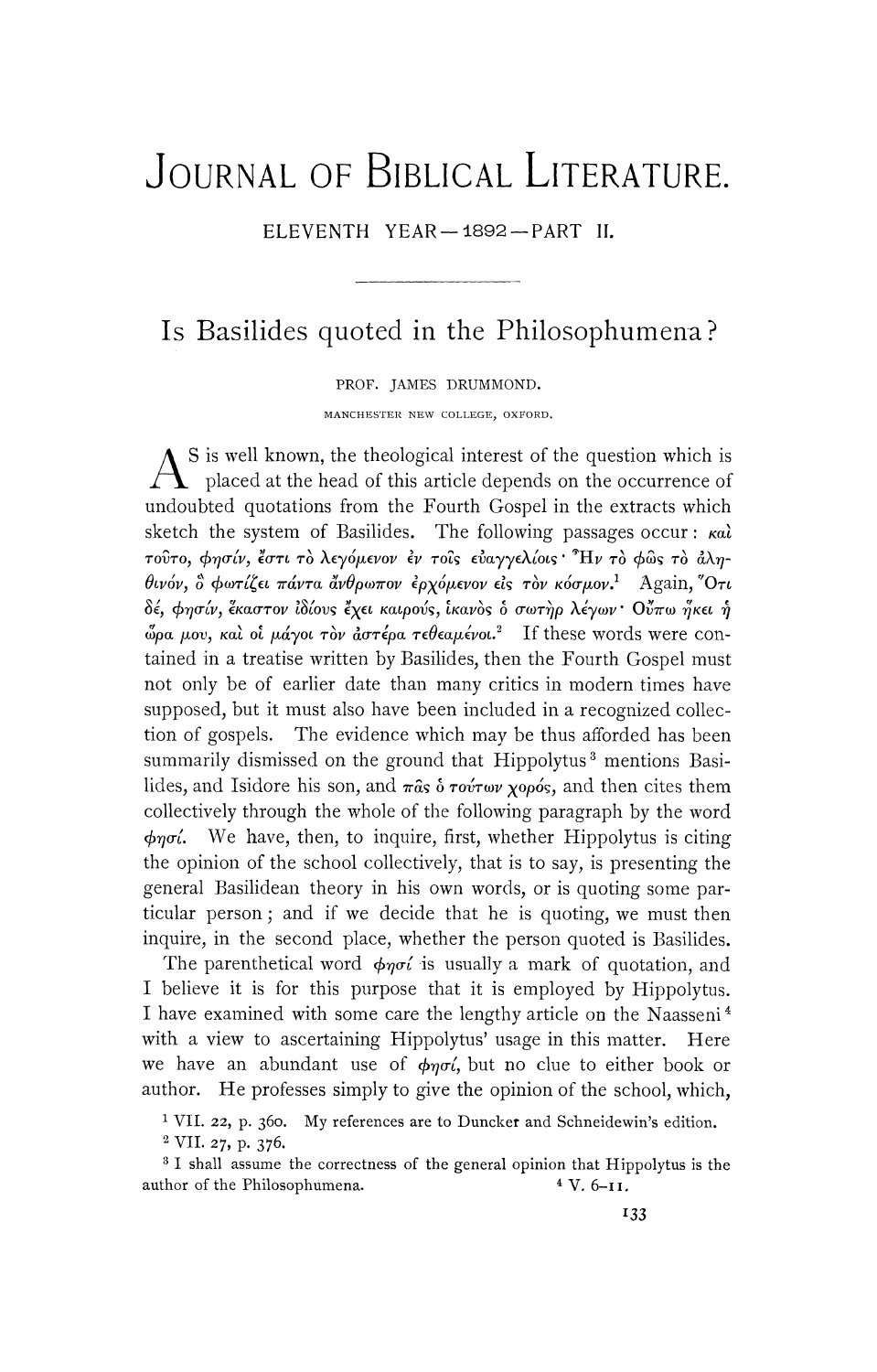# JOURNAL OF BIBLICAL LITERATURE.

ELEVENTH YEAR — 1892 — PART II.

## Is Basilides quoted in the Philosophumena?

PROF. JAMES DRUMMOND.

MANCHESTER NEW COLLEGE, OXFORD.

As is well known, the theological interest of the question which is placed at the head of this article depends on the occurrence of undoubted quotations from the Fourth Gospel in the extracts which sketch the system of Basilides. The following passages occur: καὶ τοῦτο, φησίν, ἔστι τὸ λεγόμενον ἐν τοῖς εὐαγγελίοις· Ἦν τὸ φῶς τὸ ἀληθινόν, ὃ φωτίζει πάντα ἄνθρωπον ἐρχόμενον εἰς τὸν κόσμον.[1] Again, Ὅτι δέ, φησίν, ἕκαστον ἰδίους ἔχει καιρούς, ἱκανὸς ὁ σωτὴρ λέγων· Οὔπω ἥκει ἡ ὥρα μου, καὶ οἱ μάγοι τὸν ἀστέρα τεθεαμένοι.[2] If these words were contained in a treatise written by Basilides, then the Fourth Gospel must not only be of earlier date than many critics in modern times have supposed, but it must also have been included in a recognized collection of gospels. The evidence which may be thus afforded has been summarily dismissed on the ground that Hippolytus[3] mentions Basilides, and Isidore his son, and πᾶς ὁ τούτων χορός, and then cites them collectively through the whole of the following paragraph by the word φησί. We have, then, to inquire, first, whether Hippolytus is citing the opinion of the school collectively, that is to say, is presenting the general Basilidean theory in his own words, or is quoting some particular person; and if we decide that he is quoting, we must then inquire, in the second place, whether the person quoted is Basilides.

The parenthetical word φησί is usually a mark of quotation, and I believe it is for this purpose that it is employed by Hippolytus. I have examined with some care the lengthy article on the Naasseni[4] with a view to ascertaining Hippolytus' usage in this matter. Here we have an abundant use of φησί, but no clue to either book or author. He professes simply to give the opinion of the school, which,

[1] VII. 22, p. 360. My references are to Duncker and Schneidewin's edition.

[2] VII. 27, p. 376.

[3] I shall assume the correctness of the general opinion that Hippolytus is the author of the Philosophumena.

[4] V. 6–11.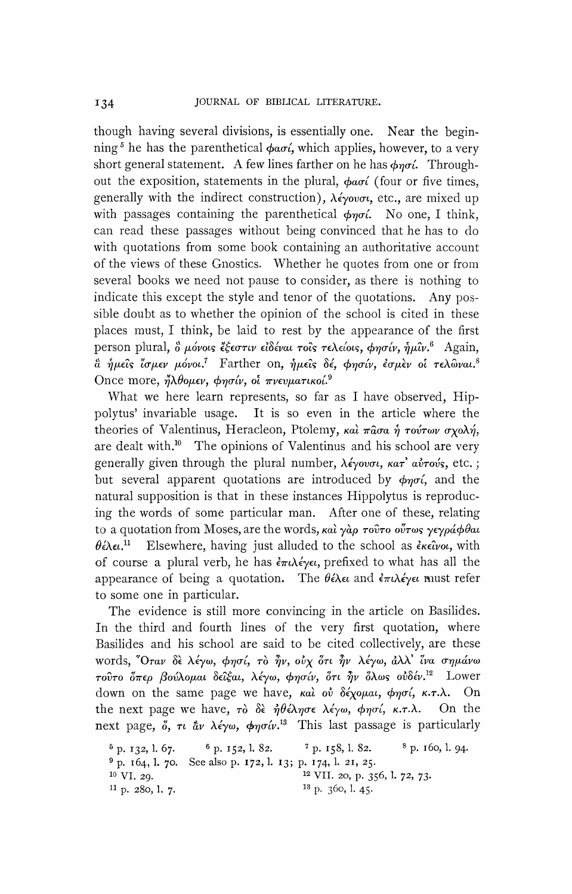though having several divisions, is essentially one. Near the beginning[5] he has the parenthetical φασί, which applies, however, to a very short general statement. A few lines farther on he has φησί. Throughout the exposition, statements in the plural, φασί (four or five times, generally with the indirect construction), λέγουσι, etc., are mixed up with passages containing the parenthetical φησί. No one, I think, can read these passages without being convinced that he has to do with quotations from some book containing an authoritative account of the views of these Gnostics. Whether he quotes from one or from several books we need not pause to consider, as there is nothing to indicate this except the style and tenor of the quotations. Any possible doubt as to whether the opinion of the school is cited in these places must, I think, be laid to rest by the appearance of the first person plural, ὃ μόνοις ἔξεστιν εἰδέναι τοῖς τελείοις, φησίν, ἡμῖν.[6] Again, ἃ ἡμεῖς ἴσμεν μόνοι.[7] Farther on, ἡμεῖς δέ, φησίν, ἐσμὲν οἱ τελῶναι.[8] Once more, ἤλθομεν, φησίν, οἱ πνευματικοί.[9]

What we here learn represents, so far as I have observed, Hippolytus' invariable usage. It is so even in the article where the theories of Valentinus, Heracleon, Ptolemy, καὶ πᾶσα ἡ τούτων σχολή, are dealt with.[10] The opinions of Valentinus and his school are very generally given through the plural number, λέγουσι, κατ' αὐτούς, etc.; but several apparent quotations are introduced by φησί, and the natural supposition is that in these instances Hippolytus is reproducing the words of some particular man. After one of these, relating to a quotation from Moses, are the words, καὶ γὰρ τοῦτο οὕτως γεγράφθαι θέλει.[11] Elsewhere, having just alluded to the school as ἐκεῖνοι, with of course a plural verb, he has ἐπιλέγει, prefixed to what has all the appearance of being a quotation. The θέλει and ἐπιλέγει must refer to some one in particular.

The evidence is still more convincing in the article on Basilides. In the third and fourth lines of the very first quotation, where Basilides and his school are said to be cited collectively, are these words, Ὅταν δὲ λέγω, φησί, τὸ ἦν, οὐχ ὅτι ἦν λέγω, ἀλλ' ἵνα σημάνω τοῦτο ὅπερ βούλομαι δεῖξαι, λέγω, φησίν, ὅτι ἦν ὅλως οὐδέν.[12] Lower down on the same page we have, καὶ οὐ δέχομαι, φησί, κ.τ.λ. On the next page we have, τὸ δὲ ἠθέλησε λέγω, φησί, κ.τ.λ. On the next page, ὅ, τι ἂν λέγω, φησίν.[13] This last passage is particularly

[5] p. 132, l. 67. [6] p. 152, l. 82. [7] p. 158, l. 82. [8] p. 160, l. 94.
[9] p. 164, l. 70. See also p. 172, l. 13; p. 174, l. 21, 25.
[10] VI. 29.
[11] p. 280, l. 7.
[12] VII. 20, p. 356, l. 72, 73.
[13] p. 360, l. 45.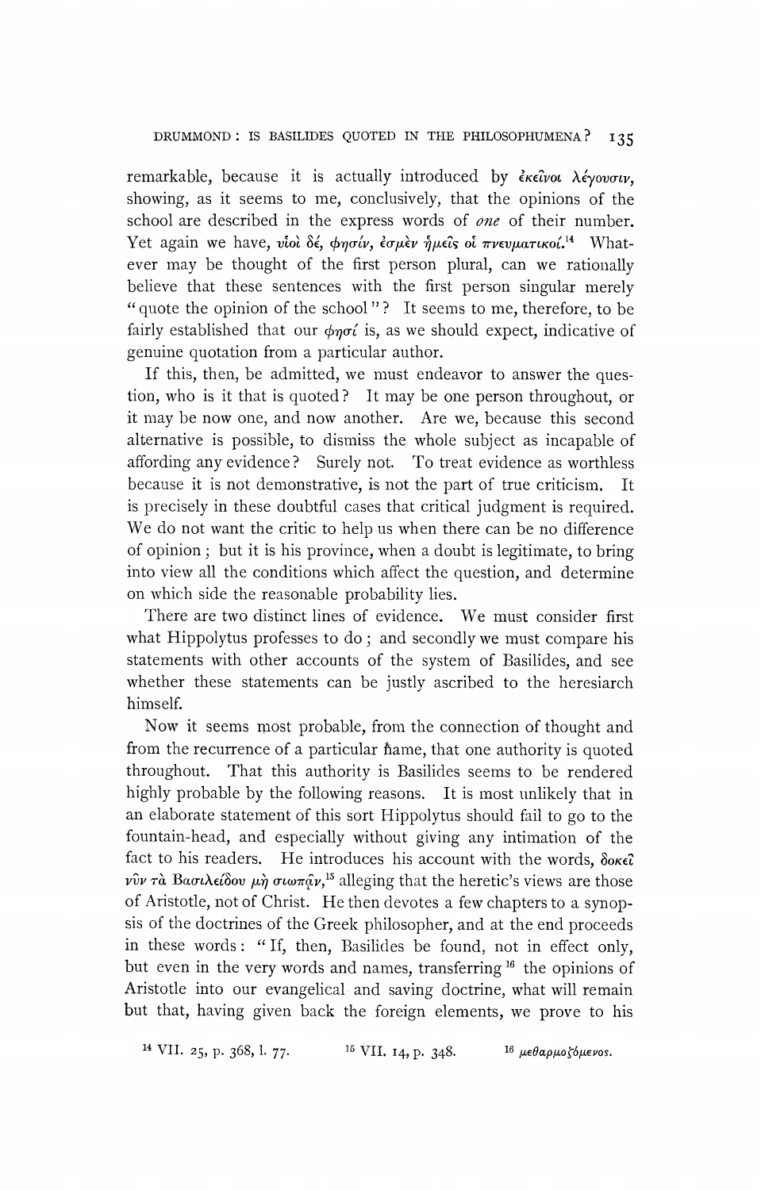remarkable, because it is actually introduced by ἐκεῖνοι λέγουσιν, showing, as it seems to me, conclusively, that the opinions of the school are described in the express words of *one* of their number. Yet again we have, υἱοὶ δέ, φησίν, ἐσμὲν ἡμεῖς οἱ πνευματικοί.[14] Whatever may be thought of the first person plural, can we rationally believe that these sentences with the first person singular merely "quote the opinion of the school"? It seems to me, therefore, to be fairly established that our φησί is, as we should expect, indicative of genuine quotation from a particular author.

If this, then, be admitted, we must endeavor to answer the question, who is it that is quoted? It may be one person throughout, or it may be now one, and now another. Are we, because this second alternative is possible, to dismiss the whole subject as incapable of affording any evidence? Surely not. To treat evidence as worthless because it is not demonstrative, is not the part of true criticism. It is precisely in these doubtful cases that critical judgment is required. We do not want the critic to help us when there can be no difference of opinion; but it is his province, when a doubt is legitimate, to bring into view all the conditions which affect the question, and determine on which side the reasonable probability lies.

There are two distinct lines of evidence. We must consider first what Hippolytus professes to do; and secondly we must compare his statements with other accounts of the system of Basilides, and see whether these statements can be justly ascribed to the heresiarch himself.

Now it seems most probable, from the connection of thought and from the recurrence of a particular name, that one authority is quoted throughout. That this authority is Basilides seems to be rendered highly probable by the following reasons. It is most unlikely that in an elaborate statement of this sort Hippolytus should fail to go to the fountain-head, and especially without giving any intimation of the fact to his readers. He introduces his account with the words, δοκεῖ νῦν τὰ Βασιλείδου μὴ σιωπᾶν,[15] alleging that the heretic's views are those of Aristotle, not of Christ. He then devotes a few chapters to a synopsis of the doctrines of the Greek philosopher, and at the end proceeds in these words: "If, then, Basilides be found, not in effect only, but even in the very words and names, transferring[16] the opinions of Aristotle into our evangelical and saving doctrine, what will remain but that, having given back the foreign elements, we prove to his

[14] VII. 25, p. 368, l. 77.

[15] VII. 14, p. 348.

[16] μεθαρμοζόμενος.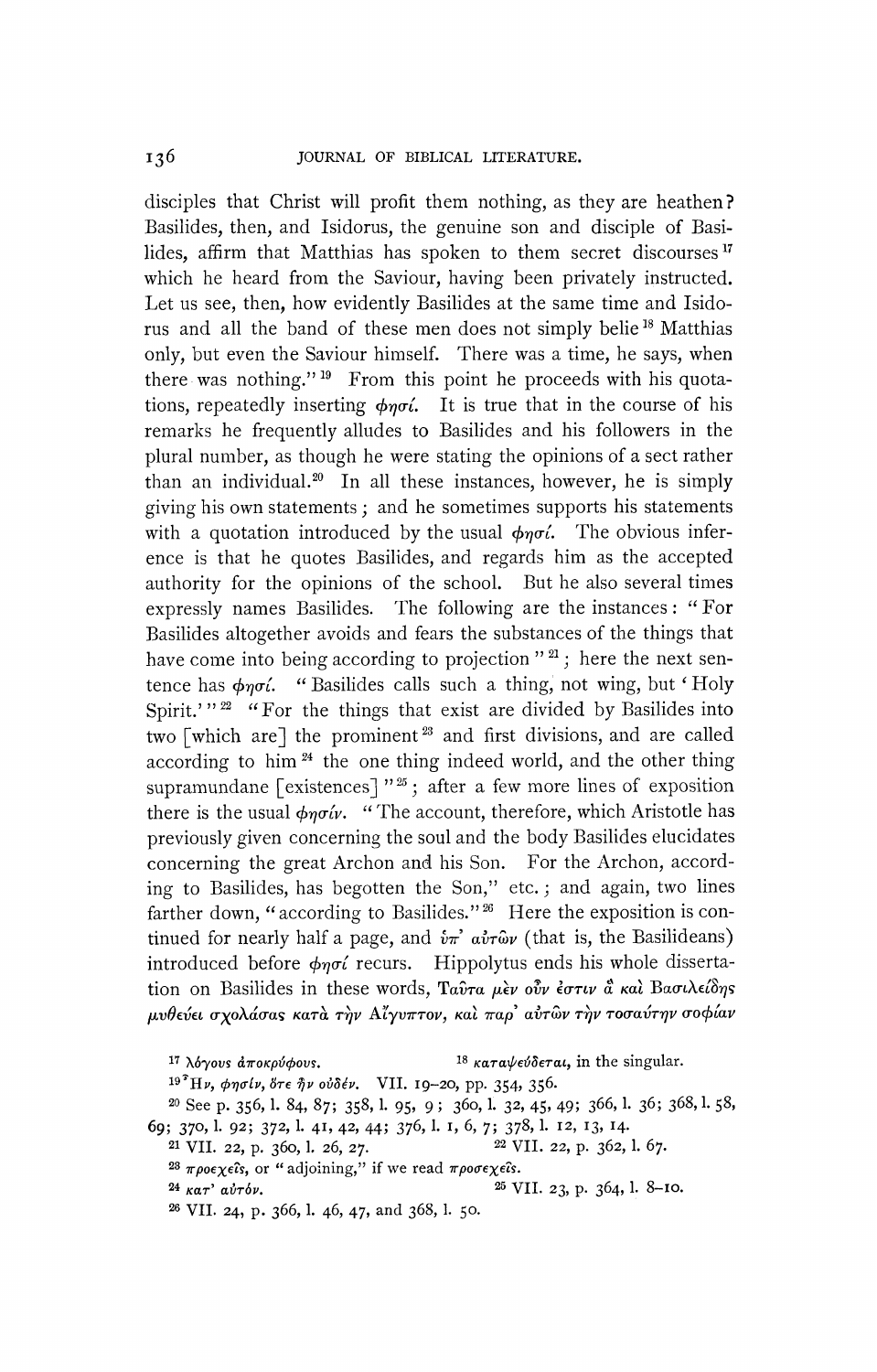disciples that Christ will profit them nothing, as they are heathen? Basilides, then, and Isidorus, the genuine son and disciple of Basilides, affirm that Matthias has spoken to them secret discourses[17] which he heard from the Saviour, having been privately instructed. Let us see, then, how evidently Basilides at the same time and Isidorus and all the band of these men does not simply belie[18] Matthias only, but even the Saviour himself. There was a time, he says, when there was nothing."[19] From this point he proceeds with his quotations, repeatedly inserting φησί. It is true that in the course of his remarks he frequently alludes to Basilides and his followers in the plural number, as though he were stating the opinions of a sect rather than an individual.[20] In all these instances, however, he is simply giving his own statements; and he sometimes supports his statements with a quotation introduced by the usual φησί. The obvious inference is that he quotes Basilides, and regards him as the accepted authority for the opinions of the school. But he also several times expressly names Basilides. The following are the instances: "For Basilides altogether avoids and fears the substances of the things that have come into being according to projection"[21]; here the next sentence has φησί. "Basilides calls such a thing, not wing, but 'Holy Spirit.'"[22] "For the things that exist are divided by Basilides into two [which are] the prominent[23] and first divisions, and are called according to him[24] the one thing indeed world, and the other thing supramundane [existences]"[25]; after a few more lines of exposition there is the usual φησίν. "The account, therefore, which Aristotle has previously given concerning the soul and the body Basilides elucidates concerning the great Archon and his Son. For the Archon, according to Basilides, has begotten the Son," etc.; and again, two lines farther down, "according to Basilides."[26] Here the exposition is continued for nearly half a page, and ὑπ' αὐτῶν (that is, the Basilideans) introduced before φησί recurs. Hippolytus ends his whole dissertation on Basilides in these words, Ταῦτα μὲν οὖν ἐστιν ἃ καὶ Βασιλείδης μυθεύει σχολάσας κατὰ τὴν Αἴγυπτον, καὶ παρ' αὐτῶν τὴν τοσαύτην σοφίαν

[17] λόγους ἀποκρύφους.

[18] καταψεύδεται, in the singular.

[19] Ἦν, φησίν, ὅτε ἦν οὐδέν. VII. 19–20, pp. 354, 356.

[20] See p. 356, l. 84, 87; 358, l. 95, 9; 360, l. 32, 45, 49; 366, l. 36; 368, l. 58, 69; 370, l. 92; 372, l. 41, 42, 44; 376, l. 1, 6, 7; 378, l. 12, 13, 14.

[21] VII. 22, p. 360, l. 26, 27.

[22] VII. 22, p. 362, l. 67.

[23] προεχεῖς, or "adjoining," if we read προσεχεῖς.

[24] κατ' αὐτόν.

[25] VII. 23, p. 364, l. 8–10.

[26] VII. 24, p. 366, l. 46, 47, and 368, l. 50.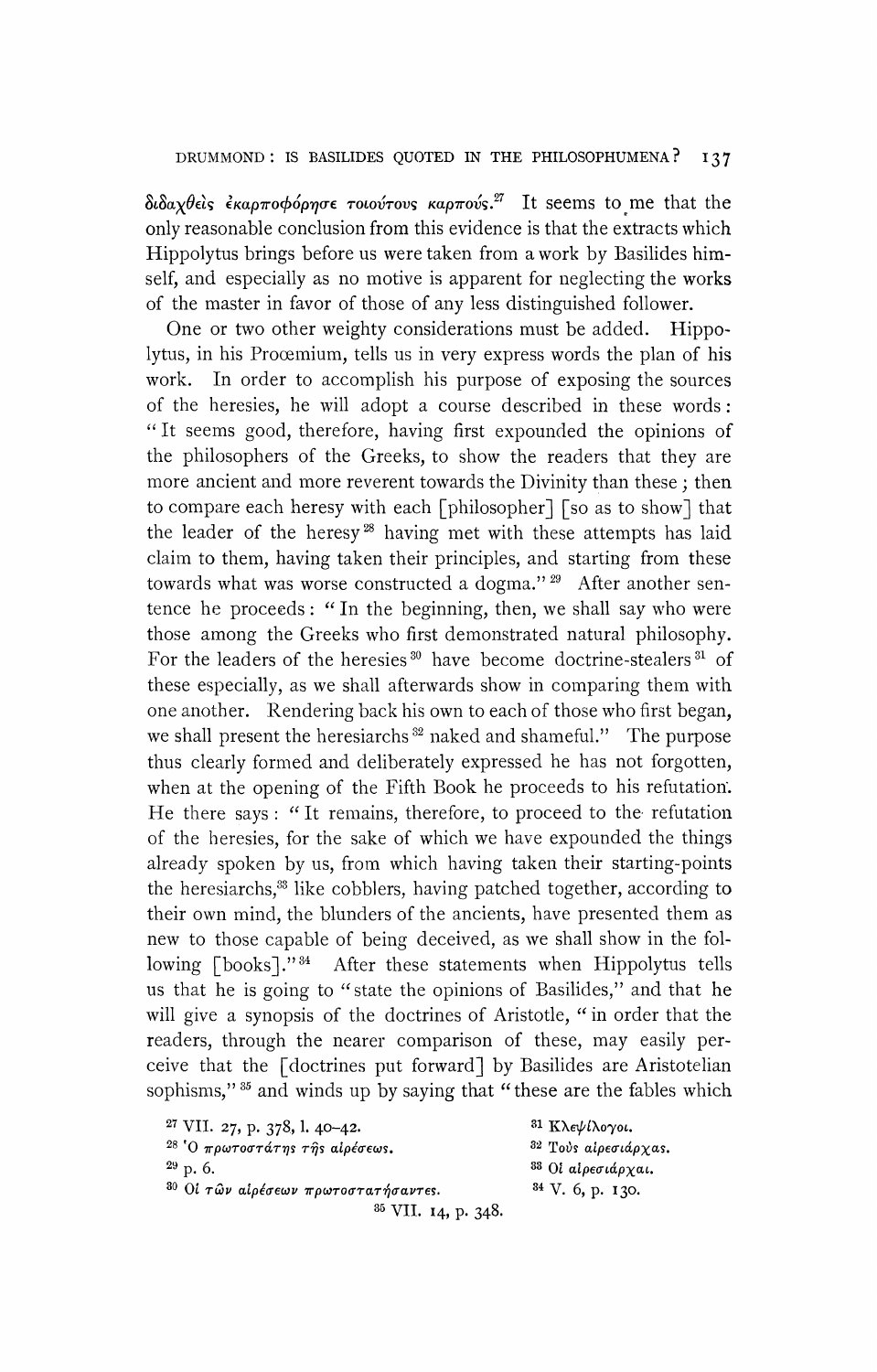διδαχθεὶς ἐκαρποφόρησε τοιούτους καρπούς.[27] It seems to me that the only reasonable conclusion from this evidence is that the extracts which Hippolytus brings before us were taken from a work by Basilides himself, and especially as no motive is apparent for neglecting the works of the master in favor of those of any less distinguished follower.

One or two other weighty considerations must be added. Hippolytus, in his Prœmium, tells us in very express words the plan of his work. In order to accomplish his purpose of exposing the sources of the heresies, he will adopt a course described in these words: "It seems good, therefore, having first expounded the opinions of the philosophers of the Greeks, to show the readers that they are more ancient and more reverent towards the Divinity than these; then to compare each heresy with each [philosopher] [so as to show] that the leader of the heresy[28] having met with these attempts has laid claim to them, having taken their principles, and starting from these towards what was worse constructed a dogma."[29] After another sentence he proceeds: "In the beginning, then, we shall say who were those among the Greeks who first demonstrated natural philosophy. For the leaders of the heresies[30] have become doctrine-stealers[31] of these especially, as we shall afterwards show in comparing them with one another. Rendering back his own to each of those who first began, we shall present the heresiarchs[32] naked and shameful." The purpose thus clearly formed and deliberately expressed he has not forgotten, when at the opening of the Fifth Book he proceeds to his refutation. He there says: "It remains, therefore, to proceed to the refutation of the heresies, for the sake of which we have expounded the things already spoken by us, from which having taken their starting-points the heresiarchs,[33] like cobblers, having patched together, according to their own mind, the blunders of the ancients, have presented them as new to those capable of being deceived, as we shall show in the following [books]."[34] After these statements when Hippolytus tells us that he is going to "state the opinions of Basilides," and that he will give a synopsis of the doctrines of Aristotle, "in order that the readers, through the nearer comparison of these, may easily perceive that the [doctrines put forward] by Basilides are Aristotelian sophisms,"[35] and winds up by saying that "these are the fables which

[27] VII. 27, p. 378, l. 40–42.

[28] Ὁ πρωτοστάτης τῆς αἱρέσεως.

[29] p. 6.

[30] Οἱ τῶν αἱρέσεων πρωτοστατήσαντες.

[31] Κλεψίλογοι.

[32] Τοὺς αἱρεσιάρχας.

[33] Οἱ αἱρεσιάρχαι.

[34] V. 6, p. 130.

[35] VII. 14, p. 348.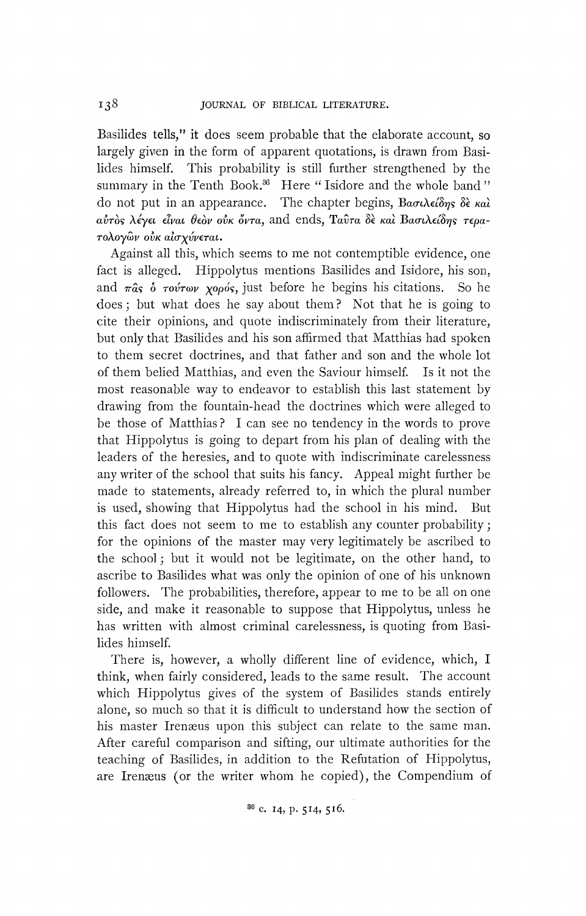Basilides tells," it does seem probable that the elaborate account, so largely given in the form of apparent quotations, is drawn from Basilides himself. This probability is still further strengthened by the summary in the Tenth Book.[36] Here "Isidore and the whole band" do not put in an appearance. The chapter begins, Βασιλείδης δὲ καὶ αὐτὸς λέγει εἶναι θεὸν οὐκ ὄντα, and ends, Ταῦτα δὲ καὶ Βασιλείδης τερατολογῶν οὐκ αἰσχύνεται.

Against all this, which seems to me not contemptible evidence, one fact is alleged. Hippolytus mentions Basilides and Isidore, his son, and πᾶς ὁ τούτων χορός, just before he begins his citations. So he does; but what does he say about them? Not that he is going to cite their opinions, and quote indiscriminately from their literature, but only that Basilides and his son affirmed that Matthias had spoken to them secret doctrines, and that father and son and the whole lot of them belied Matthias, and even the Saviour himself. Is it not the most reasonable way to endeavor to establish this last statement by drawing from the fountain-head the doctrines which were alleged to be those of Matthias? I can see no tendency in the words to prove that Hippolytus is going to depart from his plan of dealing with the leaders of the heresies, and to quote with indiscriminate carelessness any writer of the school that suits his fancy. Appeal might further be made to statements, already referred to, in which the plural number is used, showing that Hippolytus had the school in his mind. But this fact does not seem to me to establish any counter probability; for the opinions of the master may very legitimately be ascribed to the school; but it would not be legitimate, on the other hand, to ascribe to Basilides what was only the opinion of one of his unknown followers. The probabilities, therefore, appear to me to be all on one side, and make it reasonable to suppose that Hippolytus, unless he has written with almost criminal carelessness, is quoting from Basilides himself.

There is, however, a wholly different line of evidence, which, I think, when fairly considered, leads to the same result. The account which Hippolytus gives of the system of Basilides stands entirely alone, so much so that it is difficult to understand how the section of his master Irenæus upon this subject can relate to the same man. After careful comparison and sifting, our ultimate authorities for the teaching of Basilides, in addition to the Refutation of Hippolytus, are Irenæus (or the writer whom he copied), the Compendium of

[36] c. 14, p. 514, 516.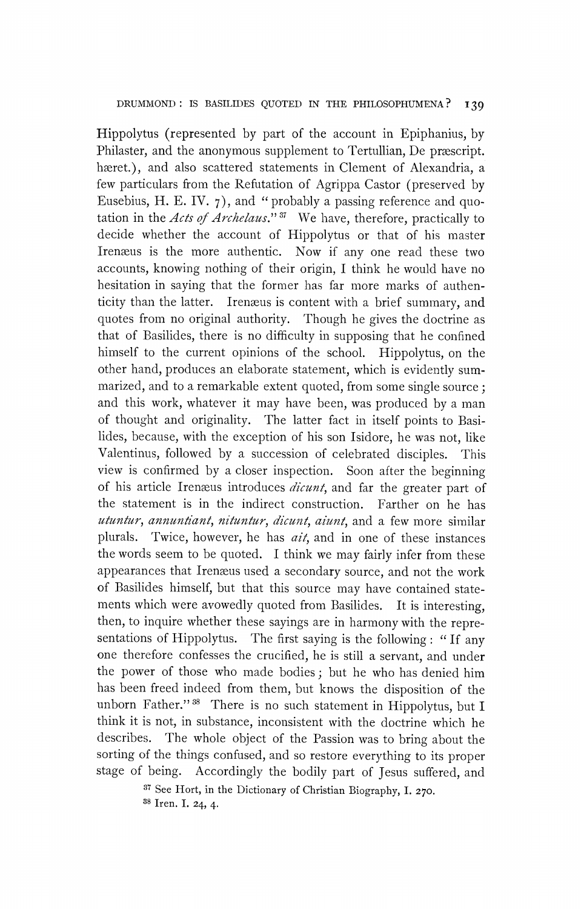Hippolytus (represented by part of the account in Epiphanius, by Philaster, and the anonymous supplement to Tertullian, De præscript. hæret.), and also scattered statements in Clement of Alexandria, a few particulars from the Refutation of Agrippa Castor (preserved by Eusebius, H. E. IV. 7), and "probably a passing reference and quotation in the *Acts of Archelaus*."[37] We have, therefore, practically to decide whether the account of Hippolytus or that of his master Irenæus is the more authentic. Now if any one read these two accounts, knowing nothing of their origin, I think he would have no hesitation in saying that the former has far more marks of authenticity than the latter. Irenæus is content with a brief summary, and quotes from no original authority. Though he gives the doctrine as that of Basilides, there is no difficulty in supposing that he confined himself to the current opinions of the school. Hippolytus, on the other hand, produces an elaborate statement, which is evidently summarized, and to a remarkable extent quoted, from some single source; and this work, whatever it may have been, was produced by a man of thought and originality. The latter fact in itself points to Basilides, because, with the exception of his son Isidore, he was not, like Valentinus, followed by a succession of celebrated disciples. This view is confirmed by a closer inspection. Soon after the beginning of his article Irenæus introduces *dicunt*, and far the greater part of the statement is in the indirect construction. Farther on he has *utuntur*, *annuntiant*, *nituntur*, *dicunt*, *aiunt*, and a few more similar plurals. Twice, however, he has *ait*, and in one of these instances the words seem to be quoted. I think we may fairly infer from these appearances that Irenæus used a secondary source, and not the work of Basilides himself, but that this source may have contained statements which were avowedly quoted from Basilides. It is interesting, then, to inquire whether these sayings are in harmony with the representations of Hippolytus. The first saying is the following: "If any one therefore confesses the crucified, he is still a servant, and under the power of those who made bodies; but he who has denied him has been freed indeed from them, but knows the disposition of the unborn Father."[38] There is no such statement in Hippolytus, but I think it is not, in substance, inconsistent with the doctrine which he describes. The whole object of the Passion was to bring about the sorting of the things confused, and so restore everything to its proper stage of being. Accordingly the bodily part of Jesus suffered, and

[37] See Hort, in the Dictionary of Christian Biography, I. 270.

[38] Iren. I. 24, 4.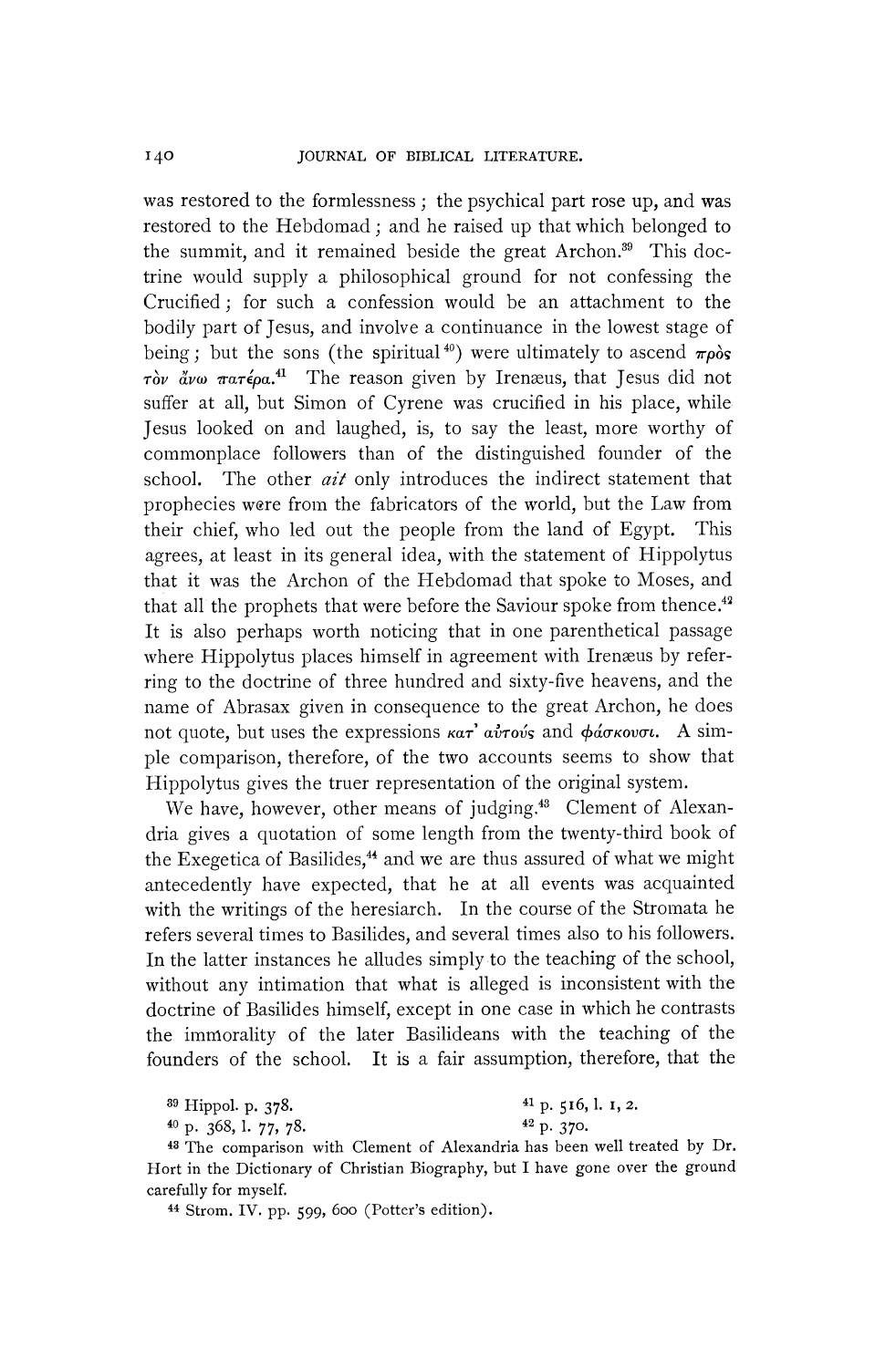was restored to the formlessness; the psychical part rose up, and was restored to the Hebdomad; and he raised up that which belonged to the summit, and it remained beside the great Archon.[39] This doctrine would supply a philosophical ground for not confessing the Crucified; for such a confession would be an attachment to the bodily part of Jesus, and involve a continuance in the lowest stage of being; but the sons (the spiritual[40]) were ultimately to ascend πρὸς τὸν ἄνω πατέρα.[41] The reason given by Irenæus, that Jesus did not suffer at all, but Simon of Cyrene was crucified in his place, while Jesus looked on and laughed, is, to say the least, more worthy of commonplace followers than of the distinguished founder of the school. The other *ait* only introduces the indirect statement that prophecies were from the fabricators of the world, but the Law from their chief, who led out the people from the land of Egypt. This agrees, at least in its general idea, with the statement of Hippolytus that it was the Archon of the Hebdomad that spoke to Moses, and that all the prophets that were before the Saviour spoke from thence.[42] It is also perhaps worth noticing that in one parenthetical passage where Hippolytus places himself in agreement with Irenæus by referring to the doctrine of three hundred and sixty-five heavens, and the name of Abrasax given in consequence to the great Archon, he does not quote, but uses the expressions κατ' αὐτούς and φάσκουσι. A simple comparison, therefore, of the two accounts seems to show that Hippolytus gives the truer representation of the original system.

We have, however, other means of judging.[43] Clement of Alexandria gives a quotation of some length from the twenty-third book of the Exegetica of Basilides,[44] and we are thus assured of what we might antecedently have expected, that he at all events was acquainted with the writings of the heresiarch. In the course of the Stromata he refers several times to Basilides, and several times also to his followers. In the latter instances he alludes simply to the teaching of the school, without any intimation that what is alleged is inconsistent with the doctrine of Basilides himself, except in one case in which he contrasts the immorality of the later Basilideans with the teaching of the founders of the school. It is a fair assumption, therefore, that the

[39] Hippol. p. 378.

[40] p. 368, l. 77, 78.

[41] p. 516, l. 1, 2.

[42] p. 370.

[43] The comparison with Clement of Alexandria has been well treated by Dr. Hort in the Dictionary of Christian Biography, but I have gone over the ground carefully for myself.

[44] Strom. IV. pp. 599, 600 (Potter's edition).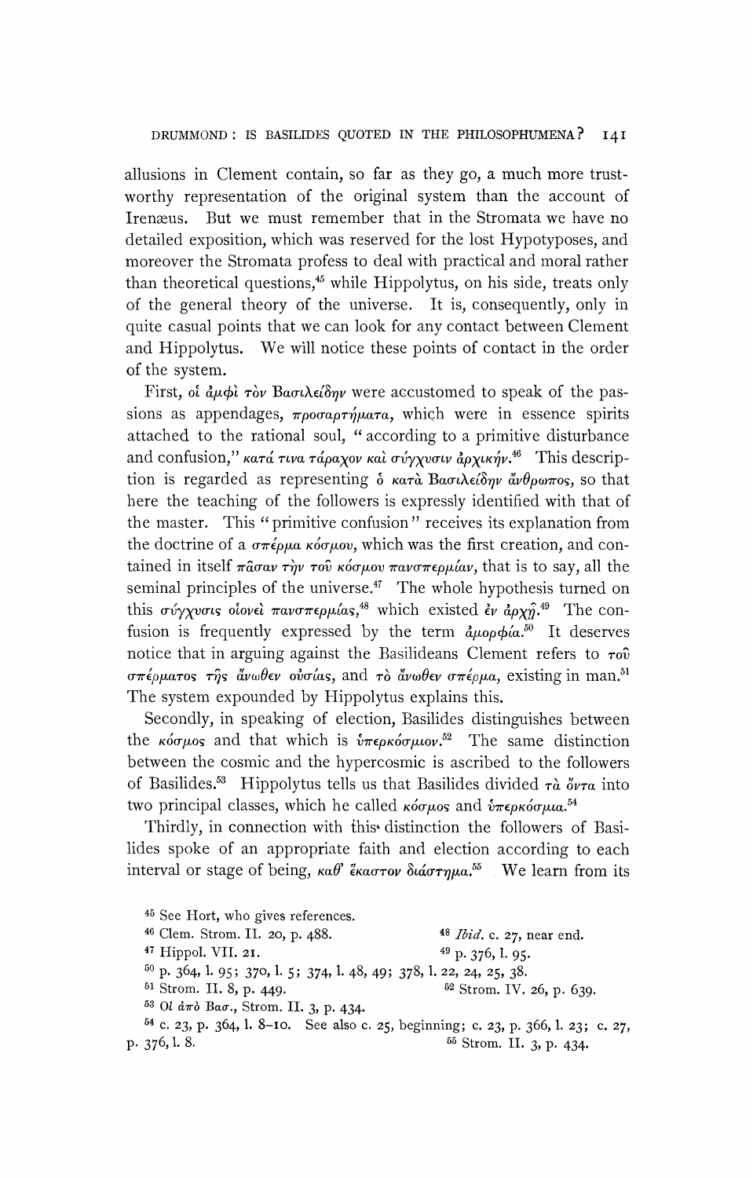allusions in Clement contain, so far as they go, a much more trustworthy representation of the original system than the account of Irenæus. But we must remember that in the Stromata we have no detailed exposition, which was reserved for the lost Hypotyposes, and moreover the Stromata profess to deal with practical and moral rather than theoretical questions,[45] while Hippolytus, on his side, treats only of the general theory of the universe. It is, consequently, only in quite casual points that we can look for any contact between Clement and Hippolytus. We will notice these points of contact in the order of the system.

First, οἱ ἀμφὶ τὸν Βασιλείδην were accustomed to speak of the passions as appendages, προσαρτήματα, which were in essence spirits attached to the rational soul, "according to a primitive disturbance and confusion," κατά τινα τάραχον καὶ σύγχυσιν ἀρχικήν.[46] This description is regarded as representing ὁ κατὰ Βασιλείδην ἄνθρωπος, so that here the teaching of the followers is expressly identified with that of the master. This "primitive confusion" receives its explanation from the doctrine of a σπέρμα κόσμου, which was the first creation, and contained in itself πᾶσαν τὴν τοῦ κόσμου πανσπερμίαν, that is to say, all the seminal principles of the universe.[47] The whole hypothesis turned on this σύγχυσις οἱονεὶ πανσπερμίας,[48] which existed ἐν ἀρχῇ.[49] The confusion is frequently expressed by the term ἀμορφία.[50] It deserves notice that in arguing against the Basilideans Clement refers to τοῦ σπέρματος τῆς ἄνωθεν οὐσίας, and τὸ ἄνωθεν σπέρμα, existing in man.[51] The system expounded by Hippolytus explains this.

Secondly, in speaking of election, Basilides distinguishes between the κόσμος and that which is ὑπερκόσμιον.[52] The same distinction between the cosmic and the hypercosmic is ascribed to the followers of Basilides.[53] Hippolytus tells us that Basilides divided τὰ ὄντα into two principal classes, which he called κόσμος and ὑπερκόσμια.[54]

Thirdly, in connection with this distinction the followers of Basilides spoke of an appropriate faith and election according to each interval or stage of being, καθ' ἕκαστον διάστημα.[55] We learn from its

[45] See Hort, who gives references.

[46] Clem. Strom. II. 20, p. 488.

[47] Hippol. VII. 21.

[48] *Ibid.* c. 27, near end.

[49] p. 376, l. 95.

[50] p. 364, l. 95; 370, l. 5; 374, l. 48, 49; 378, l. 22, 24, 25, 38.

[51] Strom. II. 8, p. 449.

[52] Strom. IV. 26, p. 639.

[53] Οἱ ἀπὸ Βασ., Strom. II. 3, p. 434.

[54] c. 23, p. 364, l. 8–10. See also c. 25, beginning; c. 23, p. 366, l. 23; c. 27, p. 376, l. 8.

[55] Strom. II. 3, p. 434.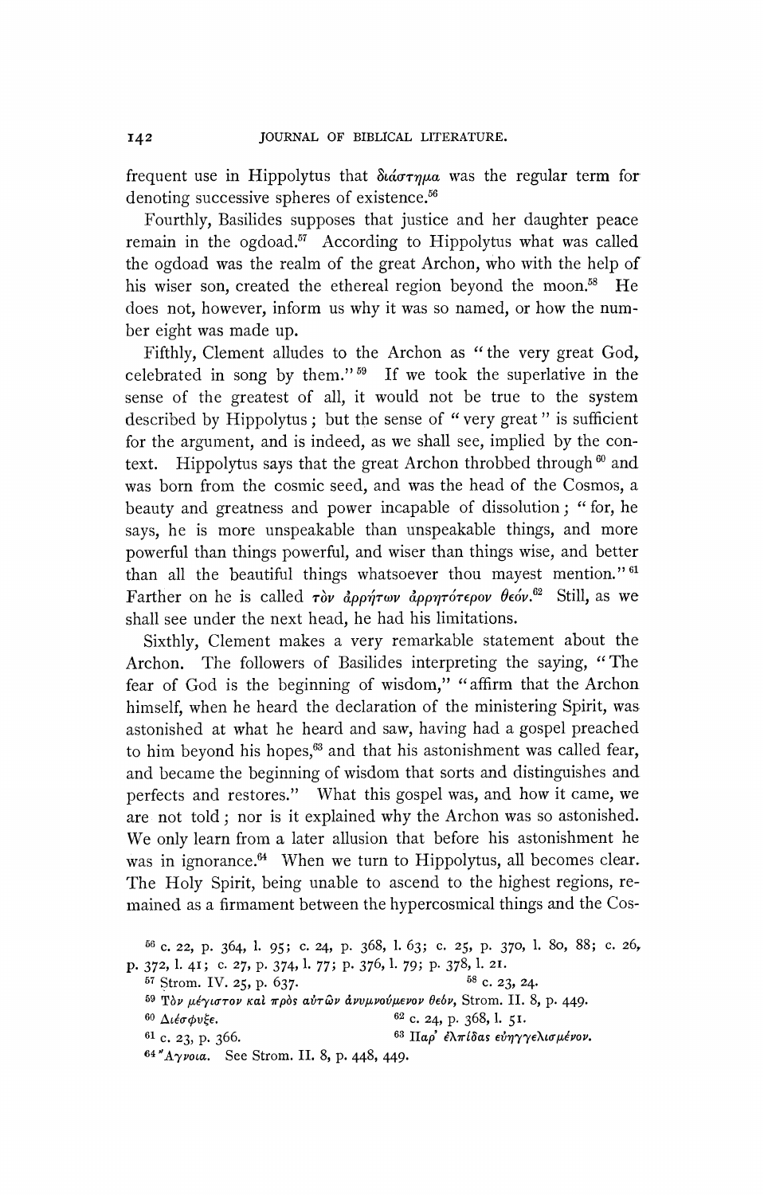frequent use in Hippolytus that διάστημα was the regular term for denoting successive spheres of existence.[56]

Fourthly, Basilides supposes that justice and her daughter peace remain in the ogdoad.[57] According to Hippolytus what was called the ogdoad was the realm of the great Archon, who with the help of his wiser son, created the ethereal region beyond the moon.[58] He does not, however, inform us why it was so named, or how the number eight was made up.

Fifthly, Clement alludes to the Archon as "the very great God, celebrated in song by them."[59] If we took the superlative in the sense of the greatest of all, it would not be true to the system described by Hippolytus; but the sense of "very great" is sufficient for the argument, and is indeed, as we shall see, implied by the context. Hippolytus says that the great Archon throbbed through[60] and was born from the cosmic seed, and was the head of the Cosmos, a beauty and greatness and power incapable of dissolution; "for, he says, he is more unspeakable than unspeakable things, and more powerful than things powerful, and wiser than things wise, and better than all the beautiful things whatsoever thou mayest mention."[61] Farther on he is called τὸν ἀρρήτων ἀρρητότερον θεόν.[62] Still, as we shall see under the next head, he had his limitations.

Sixthly, Clement makes a very remarkable statement about the Archon. The followers of Basilides interpreting the saying, "The fear of God is the beginning of wisdom," "affirm that the Archon himself, when he heard the declaration of the ministering Spirit, was astonished at what he heard and saw, having had a gospel preached to him beyond his hopes,[63] and that his astonishment was called fear, and became the beginning of wisdom that sorts and distinguishes and perfects and restores." What this gospel was, and how it came, we are not told; nor is it explained why the Archon was so astonished. We only learn from a later allusion that before his astonishment he was in ignorance.[64] When we turn to Hippolytus, all becomes clear. The Holy Spirit, being unable to ascend to the highest regions, remained as a firmament between the hypercosmical things and the Cos-

[56] c. 22, p. 364, l. 95; c. 24, p. 368, l. 63; c. 25, p. 370, l. 80, 88; c. 26, p. 372, l. 41; c. 27, p. 374, l. 77; p. 376, l. 79; p. 378, l. 21.

[57] Strom. IV. 25, p. 637.

[58] c. 23, 24.

[59] Τὸν μέγιστον καὶ πρὸς αὐτῶν ἀνυμνούμενον θεόν, Strom. II. 8, p. 449.

[60] Διέσφυξε.

[61] c. 23, p. 366.

[62] c. 24, p. 368, l. 51.

[63] Παρ' ἐλπίδας εὐηγγελισμένον.

[64] Ἄγνοια. See Strom. II. 8, p. 448, 449.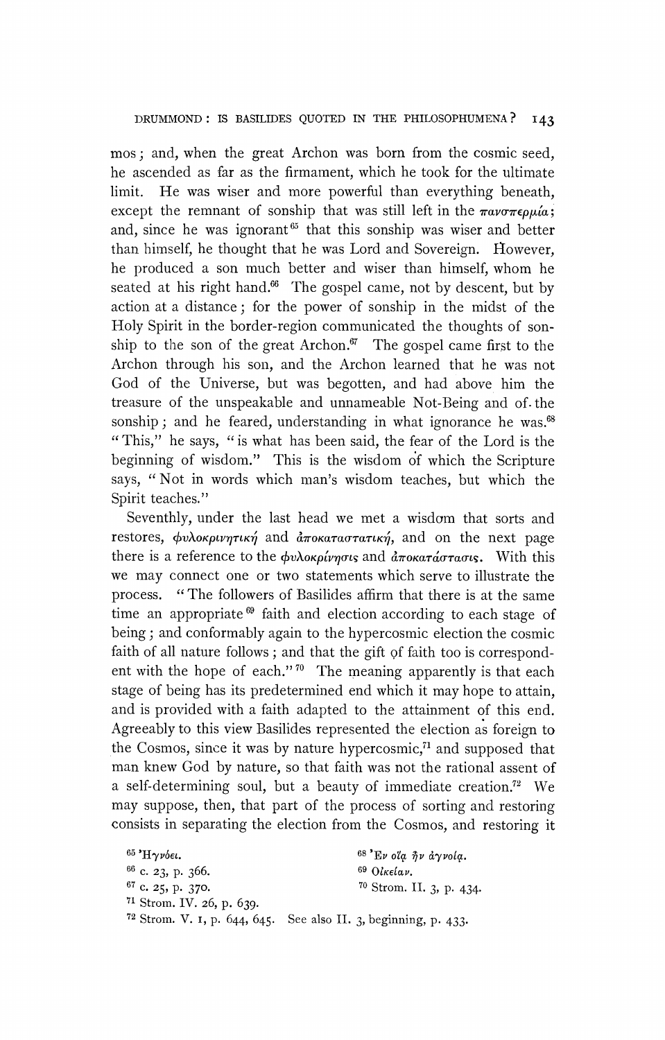mos; and, when the great Archon was born from the cosmic seed, he ascended as far as the firmament, which he took for the ultimate limit. He was wiser and more powerful than everything beneath, except the remnant of sonship that was still left in the πανσπερμία; and, since he was ignorant[65] that this sonship was wiser and better than himself, he thought that he was Lord and Sovereign. However, he produced a son much better and wiser than himself, whom he seated at his right hand.[66] The gospel came, not by descent, but by action at a distance; for the power of sonship in the midst of the Holy Spirit in the border-region communicated the thoughts of sonship to the son of the great Archon.[67] The gospel came first to the Archon through his son, and the Archon learned that he was not God of the Universe, but was begotten, and had above him the treasure of the unspeakable and unnameable Not-Being and of the sonship; and he feared, understanding in what ignorance he was.[68] "This," he says, "is what has been said, the fear of the Lord is the beginning of wisdom." This is the wisdom of which the Scripture says, "Not in words which man's wisdom teaches, but which the Spirit teaches."

Seventhly, under the last head we met a wisdom that sorts and restores, φυλοκρινητική and ἀποκαταστατική, and on the next page there is a reference to the φυλοκρίνησις and ἀποκατάστασις. With this we may connect one or two statements which serve to illustrate the process. "The followers of Basilides affirm that there is at the same time an appropriate[69] faith and election according to each stage of being; and conformably again to the hypercosmic election the cosmic faith of all nature follows; and that the gift of faith too is correspondent with the hope of each."[70] The meaning apparently is that each stage of being has its predetermined end which it may hope to attain, and is provided with a faith adapted to the attainment of this end. Agreeably to this view Basilides represented the election as foreign to the Cosmos, since it was by nature hypercosmic,[71] and supposed that man knew God by nature, so that faith was not the rational assent of a self-determining soul, but a beauty of immediate creation.[72] We may suppose, then, that part of the process of sorting and restoring consists in separating the election from the Cosmos, and restoring it

[65] Ἠγνόει.

[66] c. 23, p. 366.

[67] c. 25, p. 370.

[68] Ἐν οἵᾳ ἦν ἀγνοίᾳ.

[69] Οἰκείαν.

[70] Strom. II. 3, p. 434.

[71] Strom. IV. 26, p. 639.

[72] Strom. V. 1, p. 644, 645. See also II. 3, beginning, p. 433.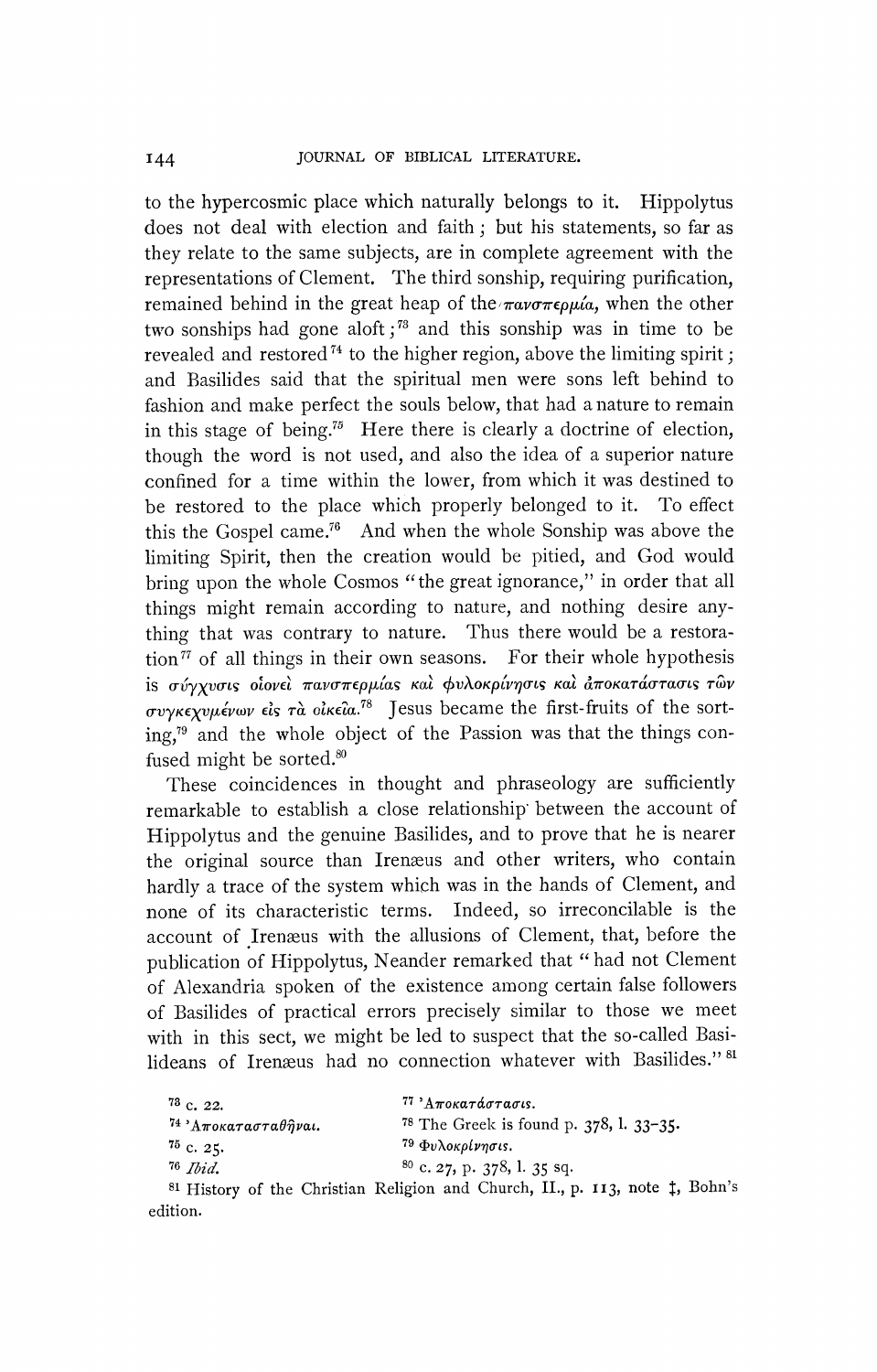to the hypercosmic place which naturally belongs to it. Hippolytus does not deal with election and faith; but his statements, so far as they relate to the same subjects, are in complete agreement with the representations of Clement. The third sonship, requiring purification, remained behind in the great heap of the πανσπερμία, when the other two sonships had gone aloft;[73] and this sonship was in time to be revealed and restored[74] to the higher region, above the limiting spirit; and Basilides said that the spiritual men were sons left behind to fashion and make perfect the souls below, that had a nature to remain in this stage of being.[75] Here there is clearly a doctrine of election, though the word is not used, and also the idea of a superior nature confined for a time within the lower, from which it was destined to be restored to the place which properly belonged to it. To effect this the Gospel came.[76] And when the whole Sonship was above the limiting Spirit, then the creation would be pitied, and God would bring upon the whole Cosmos "the great ignorance," in order that all things might remain according to nature, and nothing desire anything that was contrary to nature. Thus there would be a restoration[77] of all things in their own seasons. For their whole hypothesis is σύγχυσις οἱονεὶ πανσπερμίας καὶ φυλοκρίνησις καὶ ἀποκατάστασις τῶν συγκεχυμένων εἰς τὰ οἰκεῖα.[78] Jesus became the first-fruits of the sorting,[79] and the whole object of the Passion was that the things confused might be sorted.[80]

These coincidences in thought and phraseology are sufficiently remarkable to establish a close relationship between the account of Hippolytus and the genuine Basilides, and to prove that he is nearer the original source than Irenæus and other writers, who contain hardly a trace of the system which was in the hands of Clement, and none of its characteristic terms. Indeed, so irreconcilable is the account of Irenæus with the allusions of Clement, that, before the publication of Hippolytus, Neander remarked that "had not Clement of Alexandria spoken of the existence among certain false followers of Basilides of practical errors precisely similar to those we meet with in this sect, we might be led to suspect that the so-called Basilideans of Irenæus had no connection whatever with Basilides."[81]

[73] c. 22.

[74] Ἀποκατασταθῆναι.

[75] c. 25.

[76] *Ibid.*

[77] Ἀποκατάστασις.

[78] The Greek is found p. 378, l. 33-35.

[79] Φυλοκρίνησις.

[80] c. 27, p. 378, l. 35 sq.

[81] History of the Christian Religion and Church, II., p. 113, note ‡, Bohn's edition.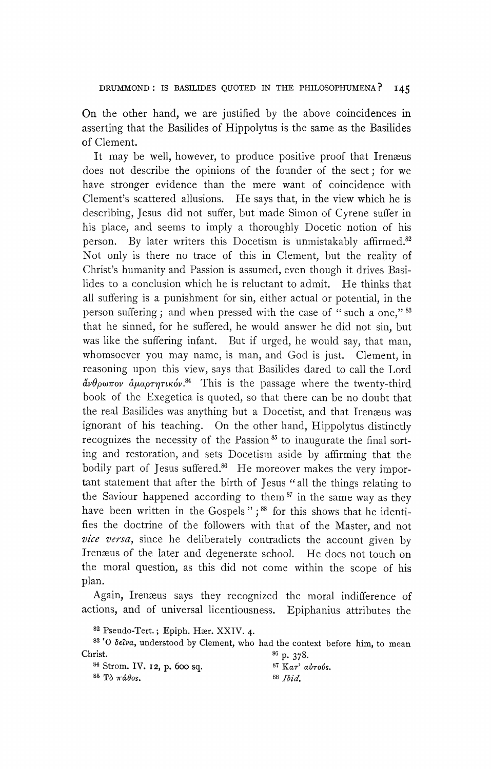On the other hand, we are justified by the above coincidences in asserting that the Basilides of Hippolytus is the same as the Basilides of Clement.

It may be well, however, to produce positive proof that Irenæus does not describe the opinions of the founder of the sect; for we have stronger evidence than the mere want of coincidence with Clement's scattered allusions. He says that, in the view which he is describing, Jesus did not suffer, but made Simon of Cyrene suffer in his place, and seems to imply a thoroughly Docetic notion of his person. By later writers this Docetism is unmistakably affirmed.[82] Not only is there no trace of this in Clement, but the reality of Christ's humanity and Passion is assumed, even though it drives Basilides to a conclusion which he is reluctant to admit. He thinks that all suffering is a punishment for sin, either actual or potential, in the person suffering; and when pressed with the case of "such a one,"[83] that he sinned, for he suffered, he would answer he did not sin, but was like the suffering infant. But if urged, he would say, that man, whomsoever you may name, is man, and God is just. Clement, in reasoning upon this view, says that Basilides dared to call the Lord ἄνθρωπον ἁμαρτητικόν.[84] This is the passage where the twenty-third book of the Exegetica is quoted, so that there can be no doubt that the real Basilides was anything but a Docetist, and that Irenæus was ignorant of his teaching. On the other hand, Hippolytus distinctly recognizes the necessity of the Passion[85] to inaugurate the final sorting and restoration, and sets Docetism aside by affirming that the bodily part of Jesus suffered.[86] He moreover makes the very important statement that after the birth of Jesus "all the things relating to the Saviour happened according to them[87] in the same way as they have been written in the Gospels";[88] for this shows that he identifies the doctrine of the followers with that of the Master, and not *vice versa*, since he deliberately contradicts the account given by Irenæus of the later and degenerate school. He does not touch on the moral question, as this did not come within the scope of his plan.

Again, Irenæus says they recognized the moral indifference of actions, and of universal licentiousness. Epiphanius attributes the

[82] Pseudo-Tert.; Epiph. Hær. XXIV. 4.

[83] Ὁ δεῖνα, understood by Clement, who had the context before him, to mean Christ.

[84] Strom. IV. 12, p. 600 sq.

[85] Τὸ πάθος.

[86] p. 378.

[87] Κατ' αὐτούς.

[88] *Ibid.*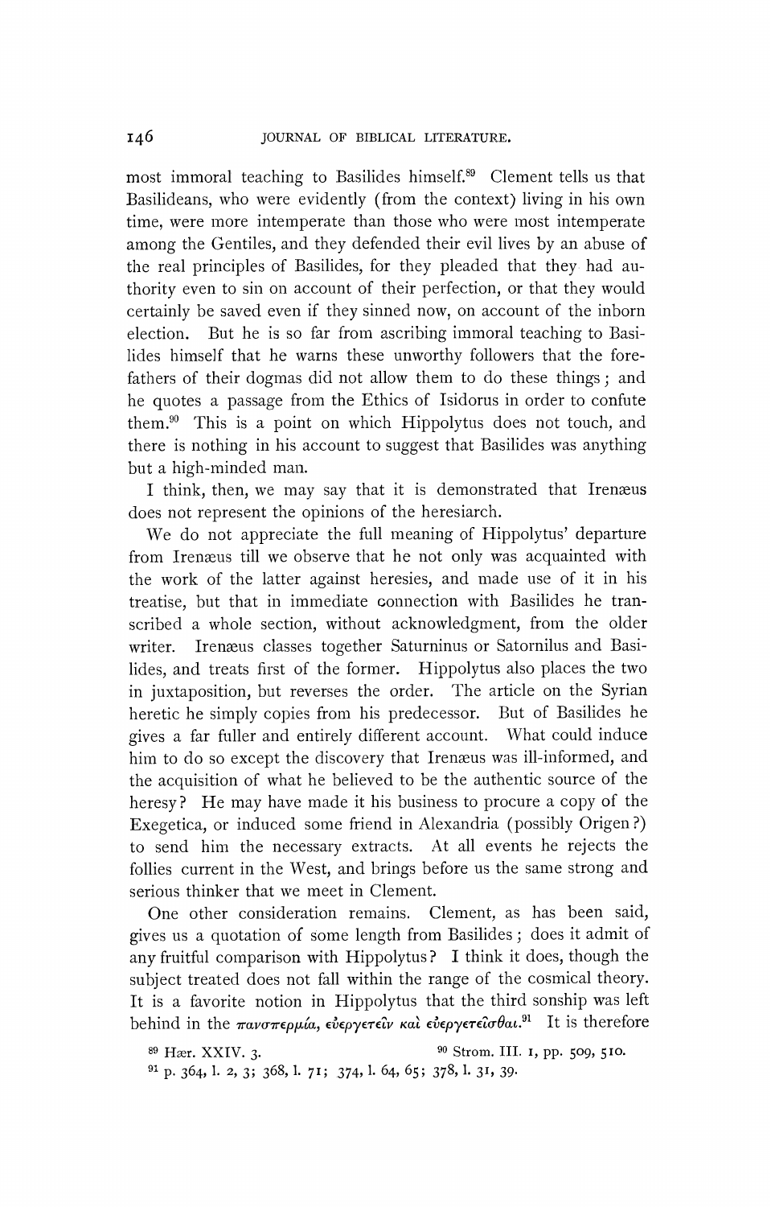most immoral teaching to Basilides himself.[89] Clement tells us that Basilideans, who were evidently (from the context) living in his own time, were more intemperate than those who were most intemperate among the Gentiles, and they defended their evil lives by an abuse of the real principles of Basilides, for they pleaded that they had authority even to sin on account of their perfection, or that they would certainly be saved even if they sinned now, on account of the inborn election. But he is so far from ascribing immoral teaching to Basilides himself that he warns these unworthy followers that the forefathers of their dogmas did not allow them to do these things; and he quotes a passage from the Ethics of Isidorus in order to confute them.[90] This is a point on which Hippolytus does not touch, and there is nothing in his account to suggest that Basilides was anything but a high-minded man.

I think, then, we may say that it is demonstrated that Irenæus does not represent the opinions of the heresiarch.

We do not appreciate the full meaning of Hippolytus' departure from Irenæus till we observe that he not only was acquainted with the work of the latter against heresies, and made use of it in his treatise, but that in immediate connection with Basilides he transcribed a whole section, without acknowledgment, from the older writer. Irenæus classes together Saturninus or Satornilus and Basilides, and treats first of the former. Hippolytus also places the two in juxtaposition, but reverses the order. The article on the Syrian heretic he simply copies from his predecessor. But of Basilides he gives a far fuller and entirely different account. What could induce him to do so except the discovery that Irenæus was ill-informed, and the acquisition of what he believed to be the authentic source of the heresy? He may have made it his business to procure a copy of the Exegetica, or induced some friend in Alexandria (possibly Origen?) to send him the necessary extracts. At all events he rejects the follies current in the West, and brings before us the same strong and serious thinker that we meet in Clement.

One other consideration remains. Clement, as has been said, gives us a quotation of some length from Basilides; does it admit of any fruitful comparison with Hippolytus? I think it does, though the subject treated does not fall within the range of the cosmical theory. It is a favorite notion in Hippolytus that the third sonship was left behind in the πανσπερμία, εὐεργετεῖν καὶ εὐεργετεῖσθαι.[91] It is therefore

[89] Hær. XXIV. 3.

[90] Strom. III. 1, pp. 509, 510.

[91] p. 364, l. 2, 3; 368, l. 71; 374, l. 64, 65; 378, l. 31, 39.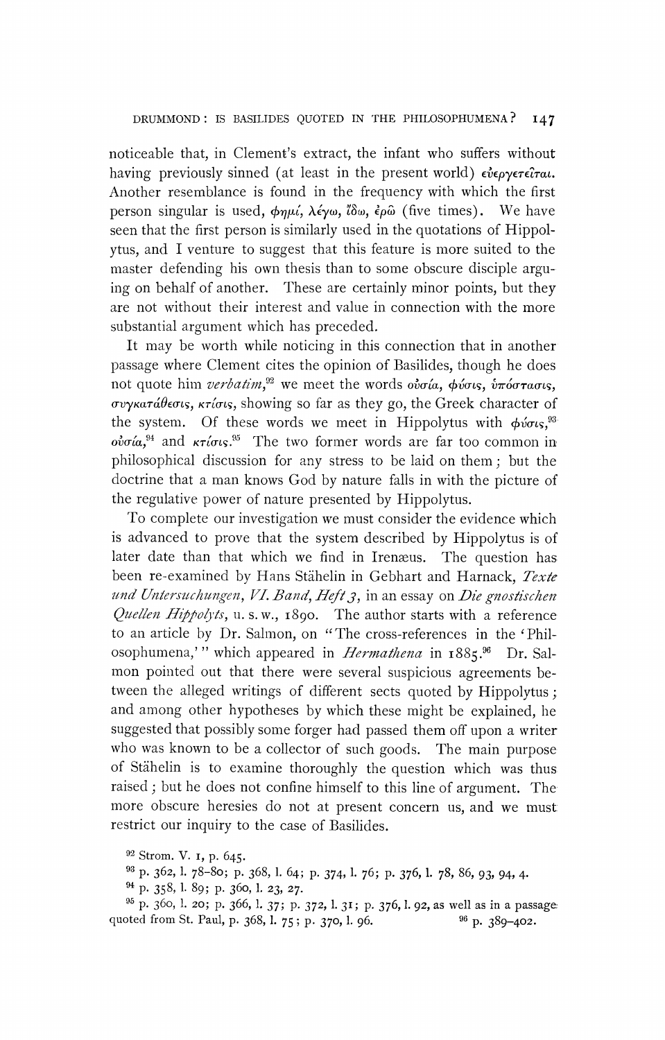noticeable that, in Clement's extract, the infant who suffers without having previously sinned (at least in the present world) εὐεργετεῖται. Another resemblance is found in the frequency with which the first person singular is used, φημί, λέγω, ἴδω, ἐρῶ (five times). We have seen that the first person is similarly used in the quotations of Hippolytus, and I venture to suggest that this feature is more suited to the master defending his own thesis than to some obscure disciple arguing on behalf of another. These are certainly minor points, but they are not without their interest and value in connection with the more substantial argument which has preceded.

It may be worth while noticing in this connection that in another passage where Clement cites the opinion of Basilides, though he does not quote him *verbatim*,[92] we meet the words οὐσία, φύσις, ὑπόστασις, συγκατάθεσις, κτίσις, showing so far as they go, the Greek character of the system. Of these words we meet in Hippolytus with φύσις,[93] οὐσία,[94] and κτίσις.[95] The two former words are far too common in philosophical discussion for any stress to be laid on them; but the doctrine that a man knows God by nature falls in with the picture of the regulative power of nature presented by Hippolytus.

To complete our investigation we must consider the evidence which is advanced to prove that the system described by Hippolytus is of later date than that which we find in Irenæus. The question has been re-examined by Hans Stähelin in Gebhart and Harnack, *Texte und Untersuchungen, VI. Band, Heft 3*, in an essay on *Die gnostischen Quellen Hippolyts*, u. s. w., 1890. The author starts with a reference to an article by Dr. Salmon, on "The cross-references in the 'Philosophumena,'" which appeared in *Hermathena* in 1885.[96] Dr. Salmon pointed out that there were several suspicious agreements between the alleged writings of different sects quoted by Hippolytus; and among other hypotheses by which these might be explained, he suggested that possibly some forger had passed them off upon a writer who was known to be a collector of such goods. The main purpose of Stähelin is to examine thoroughly the question which was thus raised; but he does not confine himself to this line of argument. The more obscure heresies do not at present concern us, and we must restrict our inquiry to the case of Basilides.

[92] Strom. V. 1, p. 645.

[93] p. 362, l. 78–80; p. 368, l. 64; p. 374, l. 76; p. 376, l. 78, 86, 93, 94, 4.

[94] p. 358, l. 89; p. 360, l. 23, 27.

[95] p. 360, l. 20; p. 366, l. 37; p. 372, l. 31; p. 376, l. 92, as well as in a passage quoted from St. Paul, p. 368, l. 75; p. 370, l. 96.

[96] p. 389–402.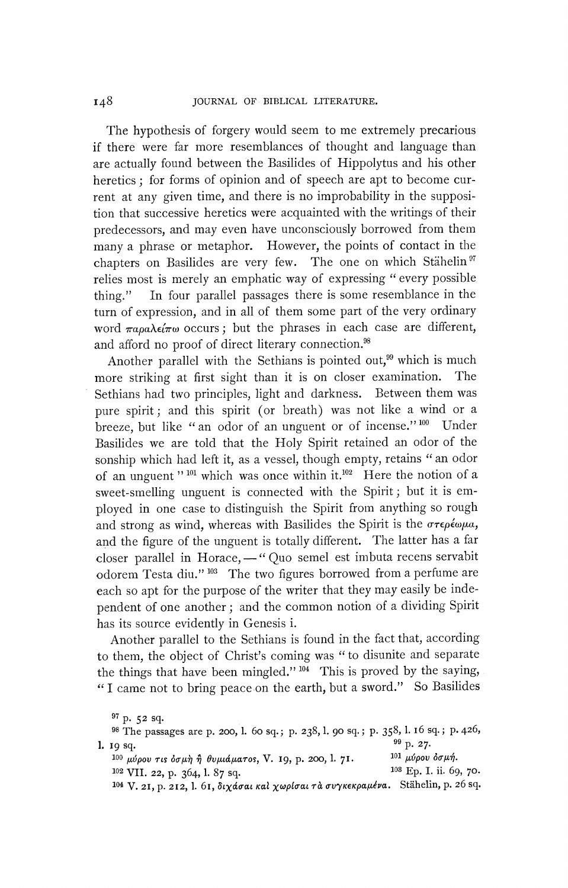The hypothesis of forgery would seem to me extremely precarious if there were far more resemblances of thought and language than are actually found between the Basilides of Hippolytus and his other heretics; for forms of opinion and of speech are apt to become current at any given time, and there is no improbability in the supposition that successive heretics were acquainted with the writings of their predecessors, and may even have unconsciously borrowed from them many a phrase or metaphor. However, the points of contact in the chapters on Basilides are very few. The one on which Stähelin[97] relies most is merely an emphatic way of expressing "every possible thing." In four parallel passages there is some resemblance in the turn of expression, and in all of them some part of the very ordinary word παραλείπω occurs; but the phrases in each case are different, and afford no proof of direct literary connection.[98]

Another parallel with the Sethians is pointed out,[99] which is much more striking at first sight than it is on closer examination. The Sethians had two principles, light and darkness. Between them was pure spirit; and this spirit (or breath) was not like a wind or a breeze, but like "an odor of an unguent or of incense."[100] Under Basilides we are told that the Holy Spirit retained an odor of the sonship which had left it, as a vessel, though empty, retains "an odor of an unguent"[101] which was once within it.[102] Here the notion of a sweet-smelling unguent is connected with the Spirit; but it is employed in one case to distinguish the Spirit from anything so rough and strong as wind, whereas with Basilides the Spirit is the στερέωμα, and the figure of the unguent is totally different. The latter has a far closer parallel in Horace, — "Quo semel est imbuta recens servabit odorem Testa diu."[103] The two figures borrowed from a perfume are each so apt for the purpose of the writer that they may easily be independent of one another; and the common notion of a dividing Spirit has its source evidently in Genesis i.

Another parallel to the Sethians is found in the fact that, according to them, the object of Christ's coming was "to disunite and separate the things that have been mingled."[104] This is proved by the saying, "I came not to bring peace on the earth, but a sword." So Basilides

---

[97] p. 52 sq.

[98] The passages are p. 200, l. 60 sq.; p. 238, l. 90 sq.; p. 358, l. 16 sq.; p. 426, l. 19 sq.

[99] p. 27.

[100] μύρου τις ὀσμὴ ἢ θυμιάματος, V. 19, p. 200, l. 71.

[101] μύρου ὀσμή.

[102] VII. 22, p. 364, l. 87 sq.

[103] Ep. I. ii. 69, 70.

[104] V. 21, p. 212, l. 61, διχάσαι καὶ χωρίσαι τὰ συγκεκραμένα. Stähelin, p. 26 sq.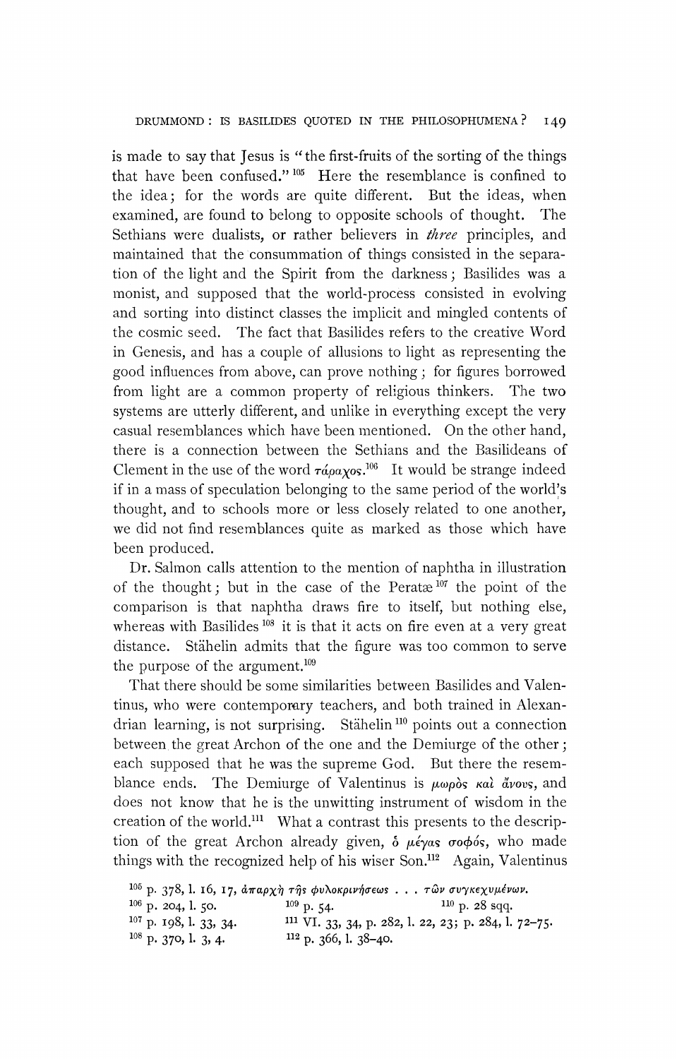is made to say that Jesus is "the first-fruits of the sorting of the things that have been confused."[105] Here the resemblance is confined to the idea; for the words are quite different. But the ideas, when examined, are found to belong to opposite schools of thought. The Sethians were dualists, or rather believers in *three* principles, and maintained that the consummation of things consisted in the separation of the light and the Spirit from the darkness; Basilides was a monist, and supposed that the world-process consisted in evolving and sorting into distinct classes the implicit and mingled contents of the cosmic seed. The fact that Basilides refers to the creative Word in Genesis, and has a couple of allusions to light as representing the good influences from above, can prove nothing; for figures borrowed from light are a common property of religious thinkers. The two systems are utterly different, and unlike in everything except the very casual resemblances which have been mentioned. On the other hand, there is a connection between the Sethians and the Basilideans of Clement in the use of the word τάραχος.[106] It would be strange indeed if in a mass of speculation belonging to the same period of the world's thought, and to schools more or less closely related to one another, we did not find resemblances quite as marked as those which have been produced.

Dr. Salmon calls attention to the mention of naphtha in illustration of the thought; but in the case of the Peratæ[107] the point of the comparison is that naphtha draws fire to itself, but nothing else, whereas with Basilides[108] it is that it acts on fire even at a very great distance. Stähelin admits that the figure was too common to serve the purpose of the argument.[109]

That there should be some similarities between Basilides and Valentinus, who were contemporary teachers, and both trained in Alexandrian learning, is not surprising. Stähelin[110] points out a connection between the great Archon of the one and the Demiurge of the other; each supposed that he was the supreme God. But there the resemblance ends. The Demiurge of Valentinus is μωρὸς καὶ ἄνους, and does not know that he is the unwitting instrument of wisdom in the creation of the world.[111] What a contrast this presents to the description of the great Archon already given, ὁ μέγας σοφός, who made things with the recognized help of his wiser Son.[112] Again, Valentinus

[105] p. 378, l. 16, 17, ἀπαρχὴ τῆς φυλοκρινήσεως . . . τῶν συγκεχυμένων.

[106] p. 204, l. 50.

[107] p. 198, l. 33, 34.

[108] p. 370, l. 3, 4.

[109] p. 54.

[110] p. 28 sqq.

[111] VI. 33, 34, p. 282, l. 22, 23; p. 284, l. 72–75.

[112] p. 366, l. 38–40.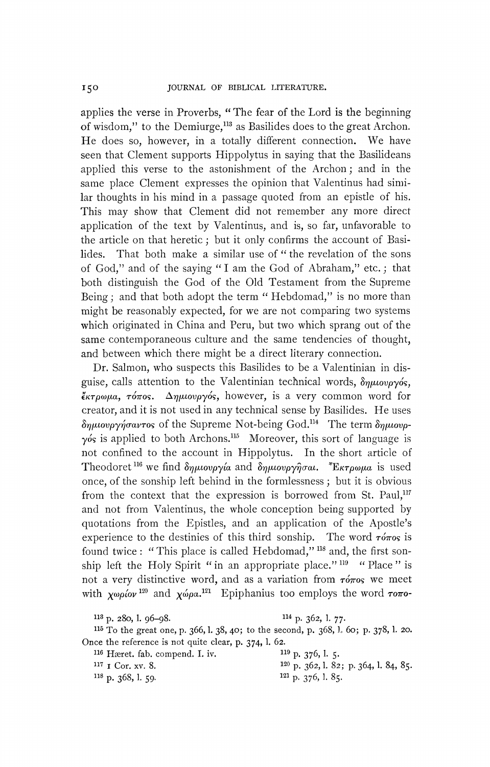applies the verse in Proverbs, "The fear of the Lord is the beginning of wisdom," to the Demiurge,[113] as Basilides does to the great Archon. He does so, however, in a totally different connection. We have seen that Clement supports Hippolytus in saying that the Basilideans applied this verse to the astonishment of the Archon; and in the same place Clement expresses the opinion that Valentinus had similar thoughts in his mind in a passage quoted from an epistle of his. This may show that Clement did not remember any more direct application of the text by Valentinus, and is, so far, unfavorable to the article on that heretic; but it only confirms the account of Basilides. That both make a similar use of "the revelation of the sons of God," and of the saying "I am the God of Abraham," etc.; that both distinguish the God of the Old Testament from the Supreme Being; and that both adopt the term "Hebdomad," is no more than might be reasonably expected, for we are not comparing two systems which originated in China and Peru, but two which sprang out of the same contemporaneous culture and the same tendencies of thought, and between which there might be a direct literary connection.

Dr. Salmon, who suspects this Basilides to be a Valentinian in disguise, calls attention to the Valentinian technical words, δημιουργός, ἔκτρωμα, τόπος. Δημιουργός, however, is a very common word for creator, and it is not used in any technical sense by Basilides. He uses δημιουργήσαντος of the Supreme Not-being God.[114] The term δημιουργός is applied to both Archons.[115] Moreover, this sort of language is not confined to the account in Hippolytus. In the short article of Theodoret[116] we find δημιουργία and δημιουργῆσαι. Ἔκτρωμα is used once, of the sonship left behind in the formlessness; but it is obvious from the context that the expression is borrowed from St. Paul,[117] and not from Valentinus, the whole conception being supported by quotations from the Epistles, and an application of the Apostle's experience to the destinies of this third sonship. The word τόπος is found twice: "This place is called Hebdomad,"[118] and, the first sonship left the Holy Spirit "in an appropriate place."[119] "Place" is not a very distinctive word, and as a variation from τόπος we meet with χωρίον[120] and χώρα.[121] Epiphanius too employs the word τοπο-

[113] p. 280, l. 96–98.

[114] p. 362, l. 77.

[115] To the great one, p. 366, l. 38, 40; to the second, p. 368, l. 60; p. 378, l. 20. Once the reference is not quite clear, p. 374, l. 62.

[116] Hæret. fab. compend. I. iv.

[117] 1 Cor. xv. 8.

[118] p. 368, l. 59.

[119] p. 376, l. 5.

[120] p. 362, l. 82; p. 364, l. 84, 85.

[121] p. 376, l. 85.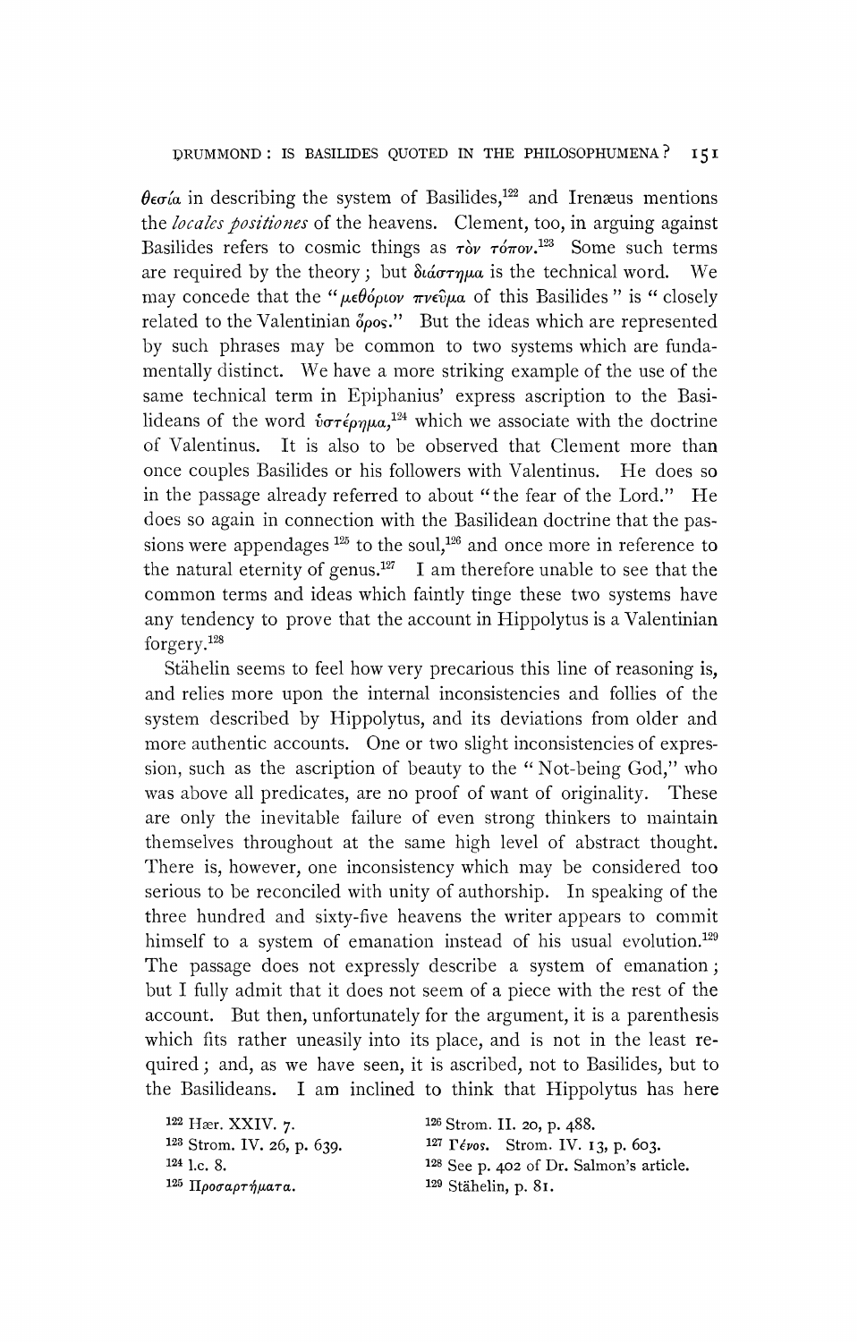θεσία in describing the system of Basilides,[122] and Irenæus mentions the *locales positiones* of the heavens. Clement, too, in arguing against Basilides refers to cosmic things as τὸν τόπον.[123] Some such terms are required by the theory; but διάστημα is the technical word. We may concede that the "μεθόριον πνεῦμα of this Basilides" is "closely related to the Valentinian ὅρος." But the ideas which are represented by such phrases may be common to two systems which are fundamentally distinct. We have a more striking example of the use of the same technical term in Epiphanius' express ascription to the Basilideans of the word ὑστέρημα,[124] which we associate with the doctrine of Valentinus. It is also to be observed that Clement more than once couples Basilides or his followers with Valentinus. He does so in the passage already referred to about "the fear of the Lord." He does so again in connection with the Basilidean doctrine that the passions were appendages [125] to the soul,[126] and once more in reference to the natural eternity of genus.[127] I am therefore unable to see that the common terms and ideas which faintly tinge these two systems have any tendency to prove that the account in Hippolytus is a Valentinian forgery.[128]

Stähelin seems to feel how very precarious this line of reasoning is, and relies more upon the internal inconsistencies and follies of the system described by Hippolytus, and its deviations from older and more authentic accounts. One or two slight inconsistencies of expression, such as the ascription of beauty to the "Not-being God," who was above all predicates, are no proof of want of originality. These are only the inevitable failure of even strong thinkers to maintain themselves throughout at the same high level of abstract thought. There is, however, one inconsistency which may be considered too serious to be reconciled with unity of authorship. In speaking of the three hundred and sixty-five heavens the writer appears to commit himself to a system of emanation instead of his usual evolution.[129] The passage does not expressly describe a system of emanation; but I fully admit that it does not seem of a piece with the rest of the account. But then, unfortunately for the argument, it is a parenthesis which fits rather uneasily into its place, and is not in the least required; and, as we have seen, it is ascribed, not to Basilides, but to the Basilideans. I am inclined to think that Hippolytus has here

[122] Hær. XXIV. 7.

[123] Strom. IV. 26, p. 639.

[124] l.c. 8.

[125] Προσαρτήματα.

[126] Strom. II. 20, p. 488.

[127] Γένος. Strom. IV. 13, p. 603.

[128] See p. 402 of Dr. Salmon's article.

[129] Stähelin, p. 81.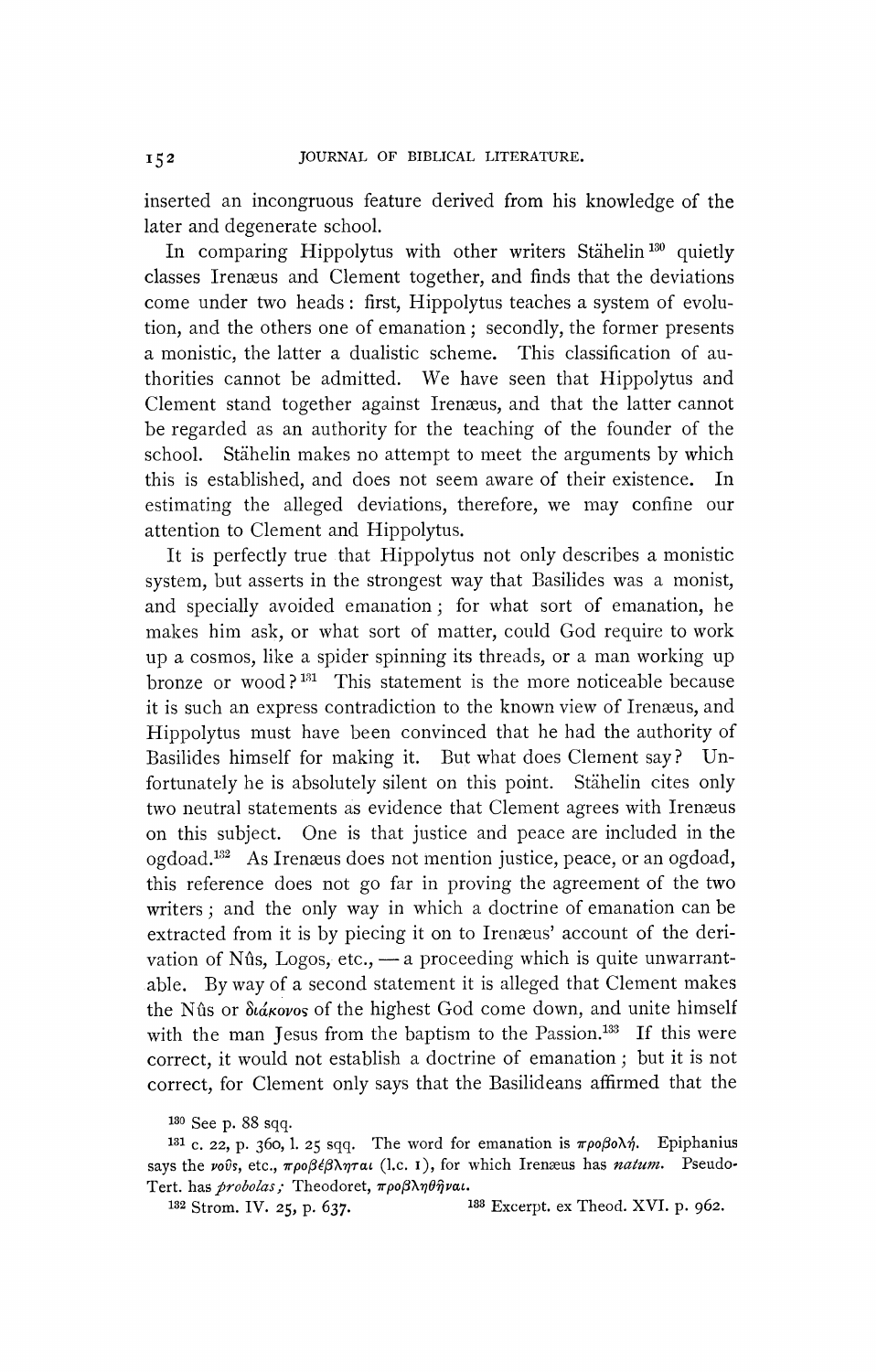inserted an incongruous feature derived from his knowledge of the later and degenerate school.

In comparing Hippolytus with other writers Stähelin[130] quietly classes Irenæus and Clement together, and finds that the deviations come under two heads: first, Hippolytus teaches a system of evolution, and the others one of emanation; secondly, the former presents a monistic, the latter a dualistic scheme. This classification of authorities cannot be admitted. We have seen that Hippolytus and Clement stand together against Irenæus, and that the latter cannot be regarded as an authority for the teaching of the founder of the school. Stähelin makes no attempt to meet the arguments by which this is established, and does not seem aware of their existence. In estimating the alleged deviations, therefore, we may confine our attention to Clement and Hippolytus.

It is perfectly true that Hippolytus not only describes a monistic system, but asserts in the strongest way that Basilides was a monist, and specially avoided emanation; for what sort of emanation, he makes him ask, or what sort of matter, could God require to work up a cosmos, like a spider spinning its threads, or a man working up bronze or wood?[131] This statement is the more noticeable because it is such an express contradiction to the known view of Irenæus, and Hippolytus must have been convinced that he had the authority of Basilides himself for making it. But what does Clement say? Unfortunately he is absolutely silent on this point. Stähelin cites only two neutral statements as evidence that Clement agrees with Irenæus on this subject. One is that justice and peace are included in the ogdoad.[132] As Irenæus does not mention justice, peace, or an ogdoad, this reference does not go far in proving the agreement of the two writers; and the only way in which a doctrine of emanation can be extracted from it is by piecing it on to Irenæus' account of the derivation of Nûs, Logos, etc., — a proceeding which is quite unwarrantable. By way of a second statement it is alleged that Clement makes the Nûs or διάκονος of the highest God come down, and unite himself with the man Jesus from the baptism to the Passion.[133] If this were correct, it would not establish a doctrine of emanation; but it is not correct, for Clement only says that the Basilideans affirmed that the

[130] See p. 88 sqq.

[131] c. 22, p. 360, l. 25 sqq. The word for emanation is προβολή. Epiphanius says the νοῦς, etc., προβέβληται (l.c. 1), for which Irenæus has *natum*. Pseudo-Tert. has *probolas*; Theodoret, προβληθῆναι.

[132] Strom. IV. 25, p. 637.

[133] Excerpt. ex Theod. XVI. p. 962.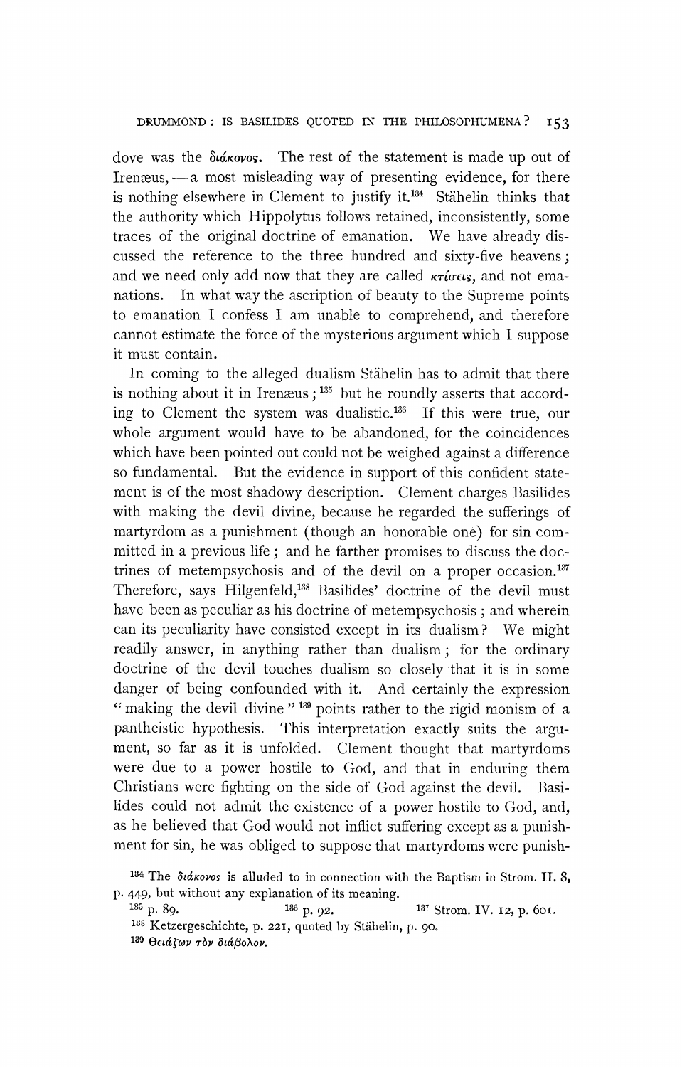dove was the διάκονος. The rest of the statement is made up out of Irenæus, — a most misleading way of presenting evidence, for there is nothing elsewhere in Clement to justify it.[134] Stähelin thinks that the authority which Hippolytus follows retained, inconsistently, some traces of the original doctrine of emanation. We have already discussed the reference to the three hundred and sixty-five heavens; and we need only add now that they are called κτίσεις, and not emanations. In what way the ascription of beauty to the Supreme points to emanation I confess I am unable to comprehend, and therefore cannot estimate the force of the mysterious argument which I suppose it must contain.

In coming to the alleged dualism Stähelin has to admit that there is nothing about it in Irenæus;[135] but he roundly asserts that according to Clement the system was dualistic.[136] If this were true, our whole argument would have to be abandoned, for the coincidences which have been pointed out could not be weighed against a difference so fundamental. But the evidence in support of this confident statement is of the most shadowy description. Clement charges Basilides with making the devil divine, because he regarded the sufferings of martyrdom as a punishment (though an honorable one) for sin committed in a previous life; and he farther promises to discuss the doctrines of metempsychosis and of the devil on a proper occasion.[137] Therefore, says Hilgenfeld,[138] Basilides' doctrine of the devil must have been as peculiar as his doctrine of metempsychosis; and wherein can its peculiarity have consisted except in its dualism? We might readily answer, in anything rather than dualism; for the ordinary doctrine of the devil touches dualism so closely that it is in some danger of being confounded with it. And certainly the expression "making the devil divine"[139] points rather to the rigid monism of a pantheistic hypothesis. This interpretation exactly suits the argument, so far as it is unfolded. Clement thought that martyrdoms were due to a power hostile to God, and that in enduring them Christians were fighting on the side of God against the devil. Basilides could not admit the existence of a power hostile to God, and, as he believed that God would not inflict suffering except as a punishment for sin, he was obliged to suppose that martyrdoms were punish-

[134] The διάκονος is alluded to in connection with the Baptism in Strom. II. 8, p. 449, but without any explanation of its meaning.

[135] p. 89. [136] p. 92. [137] Strom. IV. 12, p. 601.

[138] Ketzergeschichte, p. 221, quoted by Stähelin, p. 90.

[139] Θειάζων τὸν διάβολον.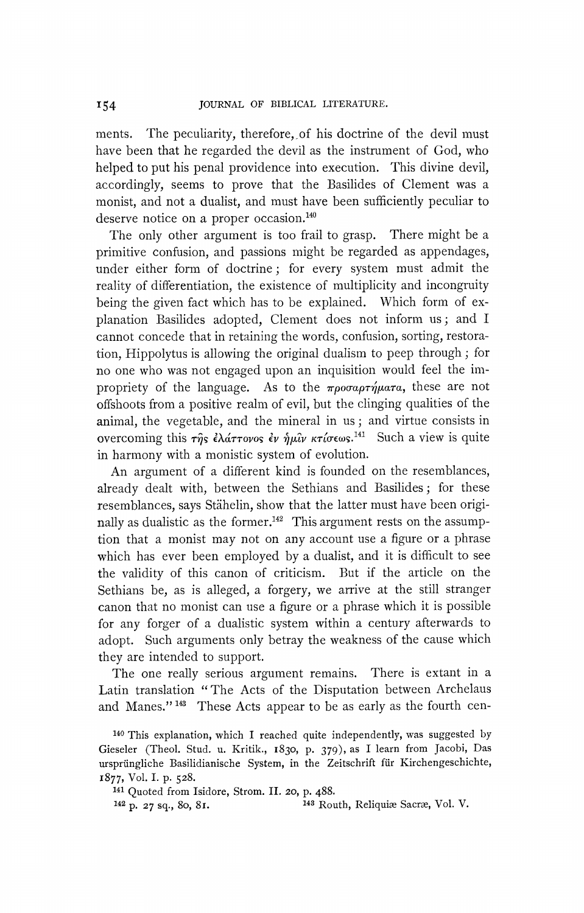ments. The peculiarity, therefore, of his doctrine of the devil must have been that he regarded the devil as the instrument of God, who helped to put his penal providence into execution. This divine devil, accordingly, seems to prove that the Basilides of Clement was a monist, and not a dualist, and must have been sufficiently peculiar to deserve notice on a proper occasion.[140]

The only other argument is too frail to grasp. There might be a primitive confusion, and passions might be regarded as appendages, under either form of doctrine; for every system must admit the reality of differentiation, the existence of multiplicity and incongruity being the given fact which has to be explained. Which form of explanation Basilides adopted, Clement does not inform us; and I cannot concede that in retaining the words, confusion, sorting, restoration, Hippolytus is allowing the original dualism to peep through; for no one who was not engaged upon an inquisition would feel the impropriety of the language. As to the προσαρτήματα, these are not offshoots from a positive realm of evil, but the clinging qualities of the animal, the vegetable, and the mineral in us; and virtue consists in overcoming this τῆς ἐλάττονος ἐν ἡμῖν κτίσεως.[141] Such a view is quite in harmony with a monistic system of evolution.

An argument of a different kind is founded on the resemblances, already dealt with, between the Sethians and Basilides; for these resemblances, says Stähelin, show that the latter must have been originally as dualistic as the former.[142] This argument rests on the assumption that a monist may not on any account use a figure or a phrase which has ever been employed by a dualist, and it is difficult to see the validity of this canon of criticism. But if the article on the Sethians be, as is alleged, a forgery, we arrive at the still stranger canon that no monist can use a figure or a phrase which it is possible for any forger of a dualistic system within a century afterwards to adopt. Such arguments only betray the weakness of the cause which they are intended to support.

The one really serious argument remains. There is extant in a Latin translation "The Acts of the Disputation between Archelaus and Manes."[143] These Acts appear to be as early as the fourth cen-

[140] This explanation, which I reached quite independently, was suggested by Gieseler (Theol. Stud. u. Kritik., 1830, p. 379), as I learn from Jacobi, Das ursprüngliche Basilidianische System, in the Zeitschrift für Kirchengeschichte, 1877, Vol. I. p. 528.

[141] Quoted from Isidore, Strom. II. 20, p. 488.

[142] p. 27 sq., 80, 81.

[143] Routh, Reliquiæ Sacræ, Vol. V.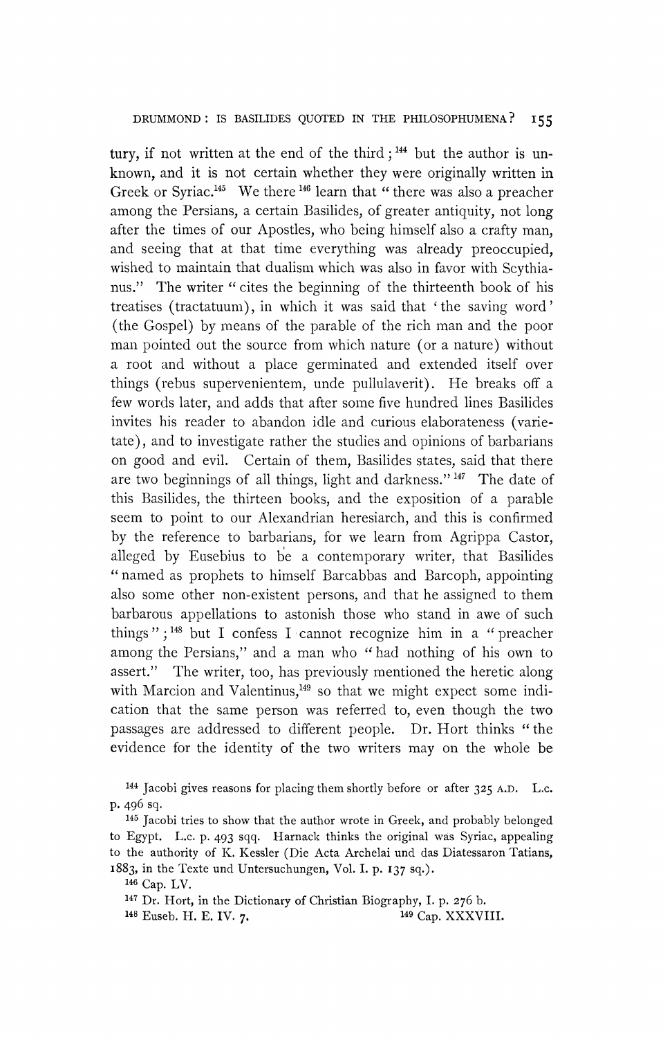tury, if not written at the end of the third;[144] but the author is unknown, and it is not certain whether they were originally written in Greek or Syriac.[145] We there[146] learn that "there was also a preacher among the Persians, a certain Basilides, of greater antiquity, not long after the times of our Apostles, who being himself also a crafty man, and seeing that at that time everything was already preoccupied, wished to maintain that dualism which was also in favor with Scythianus." The writer "cites the beginning of the thirteenth book of his treatises (tractatuum), in which it was said that 'the saving word' (the Gospel) by means of the parable of the rich man and the poor man pointed out the source from which nature (or a nature) without a root and without a place germinated and extended itself over things (rebus supervenientem, unde pullulaverit). He breaks off a few words later, and adds that after some five hundred lines Basilides invites his reader to abandon idle and curious elaborateness (varietate), and to investigate rather the studies and opinions of barbarians on good and evil. Certain of them, Basilides states, said that there are two beginnings of all things, light and darkness."[147] The date of this Basilides, the thirteen books, and the exposition of a parable seem to point to our Alexandrian heresiarch, and this is confirmed by the reference to barbarians, for we learn from Agrippa Castor, alleged by Eusebius to be a contemporary writer, that Basilides "named as prophets to himself Barcabbas and Barcoph, appointing also some other non-existent persons, and that he assigned to them barbarous appellations to astonish those who stand in awe of such things";[148] but I confess I cannot recognize him in a "preacher among the Persians," and a man who "had nothing of his own to assert." The writer, too, has previously mentioned the heretic along with Marcion and Valentinus,[149] so that we might expect some indication that the same person was referred to, even though the two passages are addressed to different people. Dr. Hort thinks "the evidence for the identity of the two writers may on the whole be

[144] Jacobi gives reasons for placing them shortly before or after 325 A.D. L.c. p. 496 sq.

[145] Jacobi tries to show that the author wrote in Greek, and probably belonged to Egypt. L.c. p. 493 sqq. Harnack thinks the original was Syriac, appealing to the authority of K. Kessler (Die Acta Archelai und das Diatessaron Tatians, 1883, in the Texte und Untersuchungen, Vol. I. p. 137 sq.).

[146] Cap. LV.

[147] Dr. Hort, in the Dictionary of Christian Biography, I. p. 276 b.

[148] Euseb. H. E. IV. 7.

[149] Cap. XXXVIII.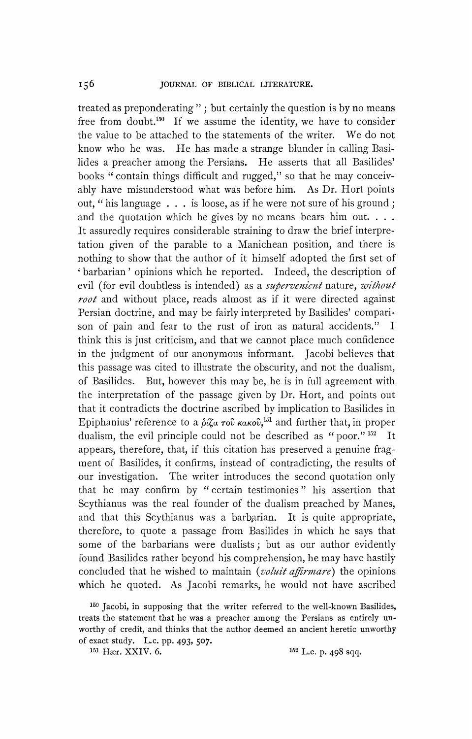treated as preponderating"; but certainly the question is by no means free from doubt.[150] If we assume the identity, we have to consider the value to be attached to the statements of the writer. We do not know who he was. He has made a strange blunder in calling Basilides a preacher among the Persians. He asserts that all Basilides' books "contain things difficult and rugged," so that he may conceivably have misunderstood what was before him. As Dr. Hort points out, "his language . . . is loose, as if he were not sure of his ground; and the quotation which he gives by no means bears him out. . . . It assuredly requires considerable straining to draw the brief interpretation given of the parable to a Manichean position, and there is nothing to show that the author of it himself adopted the first set of 'barbarian' opinions which he reported. Indeed, the description of evil (for evil doubtless is intended) as a *supervenient* nature, *without root* and without place, reads almost as if it were directed against Persian doctrine, and may be fairly interpreted by Basilides' comparison of pain and fear to the rust of iron as natural accidents." I think this is just criticism, and that we cannot place much confidence in the judgment of our anonymous informant. Jacobi believes that this passage was cited to illustrate the obscurity, and not the dualism, of Basilides. But, however this may be, he is in full agreement with the interpretation of the passage given by Dr. Hort, and points out that it contradicts the doctrine ascribed by implication to Basilides in Epiphanius' reference to a ῥίζα τοῦ κακοῦ,[151] and further that, in proper dualism, the evil principle could not be described as "poor."[152] It appears, therefore, that, if this citation has preserved a genuine fragment of Basilides, it confirms, instead of contradicting, the results of our investigation. The writer introduces the second quotation only that he may confirm by "certain testimonies" his assertion that Scythianus was the real founder of the dualism preached by Manes, and that this Scythianus was a barbarian. It is quite appropriate, therefore, to quote a passage from Basilides in which he says that some of the barbarians were dualists; but as our author evidently found Basilides rather beyond his comprehension, he may have hastily concluded that he wished to maintain (*voluit affirmare*) the opinions which he quoted. As Jacobi remarks, he would not have ascribed

[150] Jacobi, in supposing that the writer referred to the well-known Basilides, treats the statement that he was a preacher among the Persians as entirely unworthy of credit, and thinks that the author deemed an ancient heretic unworthy of exact study. L.c. pp. 493, 507.

[151] Hær. XXIV. 6.

[152] L.c. p. 498 sqq.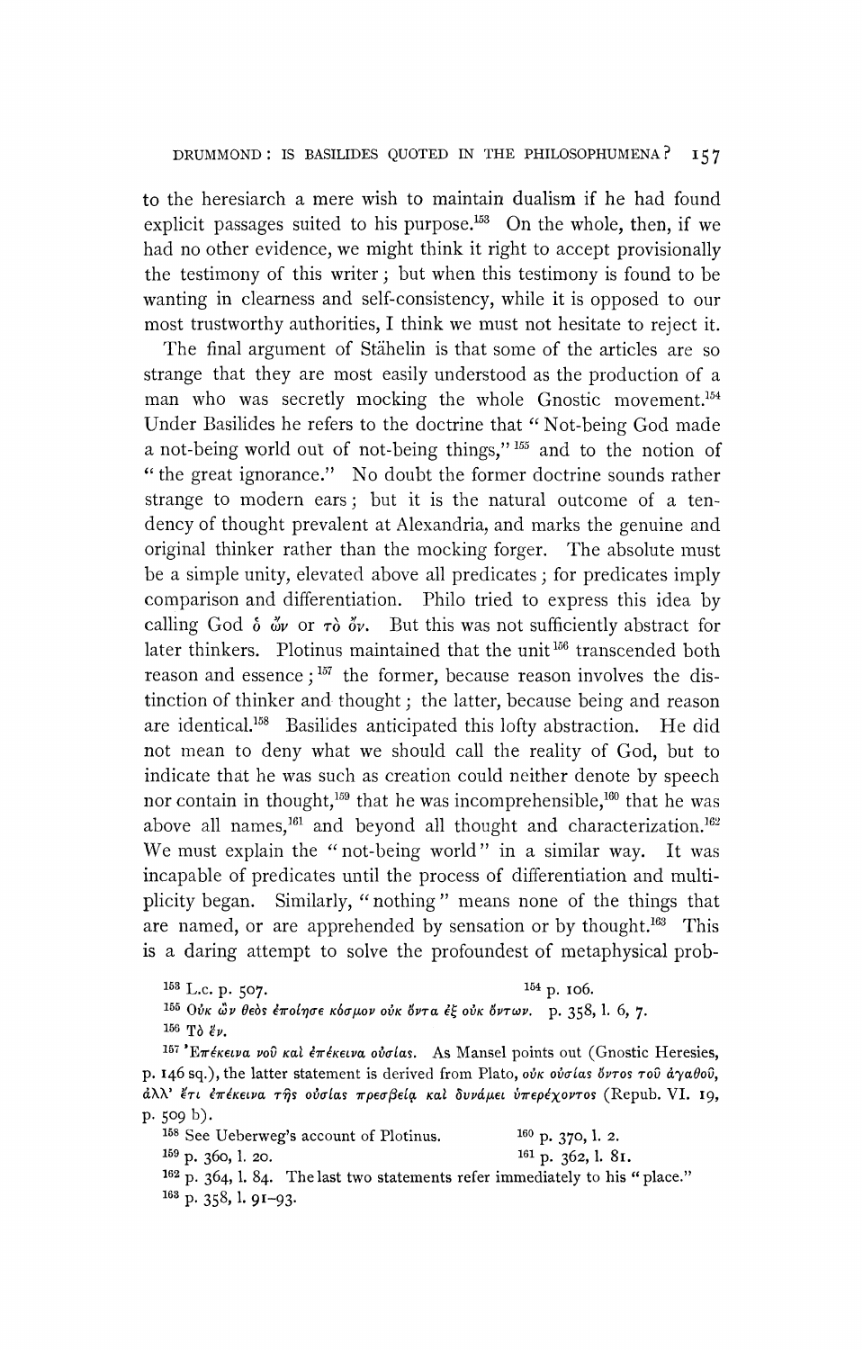to the heresiarch a mere wish to maintain dualism if he had found explicit passages suited to his purpose.[153] On the whole, then, if we had no other evidence, we might think it right to accept provisionally the testimony of this writer; but when this testimony is found to be wanting in clearness and self-consistency, while it is opposed to our most trustworthy authorities, I think we must not hesitate to reject it.

The final argument of Stähelin is that some of the articles are so strange that they are most easily understood as the production of a man who was secretly mocking the whole Gnostic movement.[154] Under Basilides he refers to the doctrine that "Not-being God made a not-being world out of not-being things,"[155] and to the notion of "the great ignorance." No doubt the former doctrine sounds rather strange to modern ears; but it is the natural outcome of a tendency of thought prevalent at Alexandria, and marks the genuine and original thinker rather than the mocking forger. The absolute must be a simple unity, elevated above all predicates; for predicates imply comparison and differentiation. Philo tried to express this idea by calling God ὁ ὤν or τὸ ὄν. But this was not sufficiently abstract for later thinkers. Plotinus maintained that the unit[156] transcended both reason and essence;[157] the former, because reason involves the distinction of thinker and thought; the latter, because being and reason are identical.[158] Basilides anticipated this lofty abstraction. He did not mean to deny what we should call the reality of God, but to indicate that he was such as creation could neither denote by speech nor contain in thought,[159] that he was incomprehensible,[160] that he was above all names,[161] and beyond all thought and characterization.[162] We must explain the "not-being world" in a similar way. It was incapable of predicates until the process of differentiation and multiplicity began. Similarly, "nothing" means none of the things that are named, or are apprehended by sensation or by thought.[163] This is a daring attempt to solve the profoundest of metaphysical prob-

[153] L.c. p. 507.

[154] p. 106.

[155] Οὐκ ὢν θεὸς ἐποίησε κόσμον οὐκ ὄντα ἐξ οὐκ ὄντων. p. 358, l. 6, 7.

[156] Τὸ ἕν.

[157] Ἐπέκεινα νοῦ καὶ ἐπέκεινα οὐσίας. As Mansel points out (Gnostic Heresies, p. 146 sq.), the latter statement is derived from Plato, οὐκ οὐσίας ὄντος τοῦ ἀγαθοῦ, ἀλλ' ἔτι ἐπέκεινα τῆς οὐσίας πρεσβείᾳ καὶ δυνάμει ὑπερέχοντος (Repub. VI. 19, p. 509 b).

[158] See Ueberweg's account of Plotinus.

[159] p. 360, l. 20.

[160] p. 370, l. 2.

[161] p. 362, l. 81.

[162] p. 364, l. 84. The last two statements refer immediately to his "place."

[163] p. 358, l. 91–93.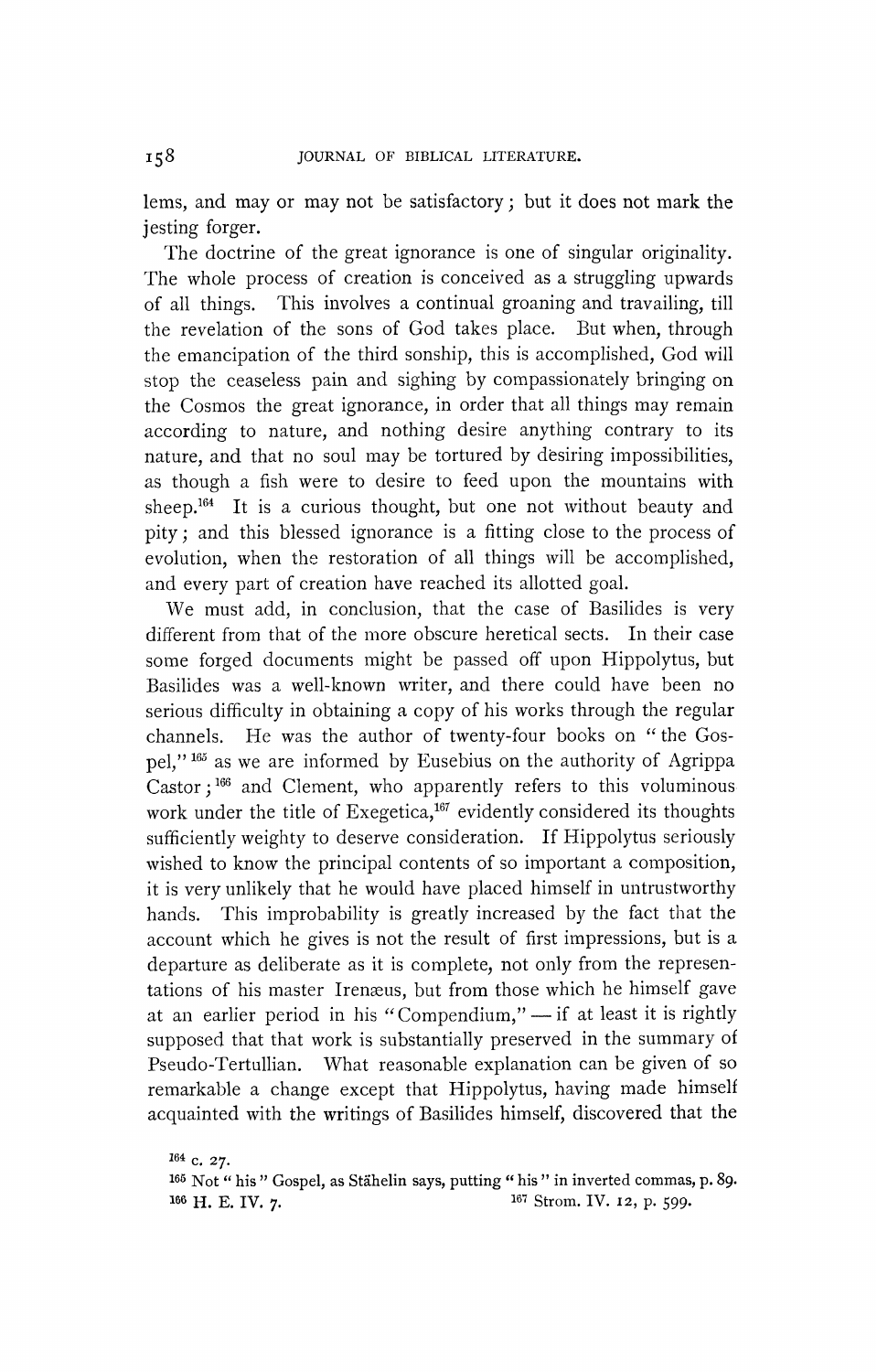lems, and may or may not be satisfactory; but it does not mark the jesting forger.

The doctrine of the great ignorance is one of singular originality. The whole process of creation is conceived as a struggling upwards of all things. This involves a continual groaning and travailing, till the revelation of the sons of God takes place. But when, through the emancipation of the third sonship, this is accomplished, God will stop the ceaseless pain and sighing by compassionately bringing on the Cosmos the great ignorance, in order that all things may remain according to nature, and nothing desire anything contrary to its nature, and that no soul may be tortured by desiring impossibilities, as though a fish were to desire to feed upon the mountains with sheep.[164] It is a curious thought, but one not without beauty and pity; and this blessed ignorance is a fitting close to the process of evolution, when the restoration of all things will be accomplished, and every part of creation have reached its allotted goal.

We must add, in conclusion, that the case of Basilides is very different from that of the more obscure heretical sects. In their case some forged documents might be passed off upon Hippolytus, but Basilides was a well-known writer, and there could have been no serious difficulty in obtaining a copy of his works through the regular channels. He was the author of twenty-four books on "the Gospel,"[165] as we are informed by Eusebius on the authority of Agrippa Castor;[166] and Clement, who apparently refers to this voluminous work under the title of Exegetica,[167] evidently considered its thoughts sufficiently weighty to deserve consideration. If Hippolytus seriously wished to know the principal contents of so important a composition, it is very unlikely that he would have placed himself in untrustworthy hands. This improbability is greatly increased by the fact that the account which he gives is not the result of first impressions, but is a departure as deliberate as it is complete, not only from the representations of his master Irenæus, but from those which he himself gave at an earlier period in his "Compendium," — if at least it is rightly supposed that that work is substantially preserved in the summary of Pseudo-Tertullian. What reasonable explanation can be given of so remarkable a change except that Hippolytus, having made himself acquainted with the writings of Basilides himself, discovered that the

[164] c. 27.

[165] Not "his" Gospel, as Stähelin says, putting "his" in inverted commas, p. 89.

[166] H. E. IV. 7.

[167] Strom. IV. 12, p. 599.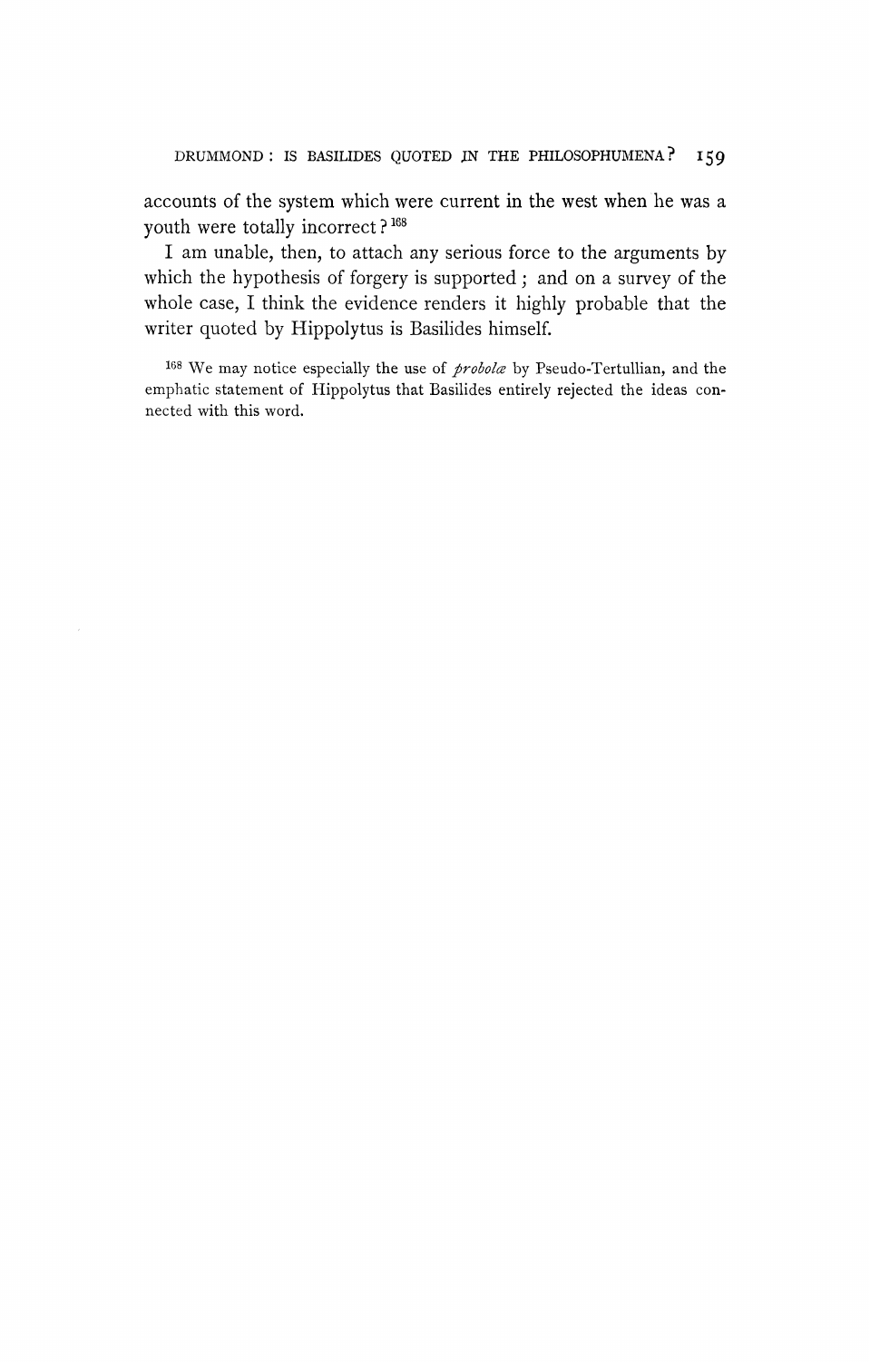accounts of the system which were current in the west when he was a youth were totally incorrect? [168]

I am unable, then, to attach any serious force to the arguments by which the hypothesis of forgery is supported; and on a survey of the whole case, I think the evidence renders it highly probable that the writer quoted by Hippolytus is Basilides himself.

[168] We may notice especially the use of *probolæ* by Pseudo-Tertullian, and the emphatic statement of Hippolytus that Basilides entirely rejected the ideas connected with this word.